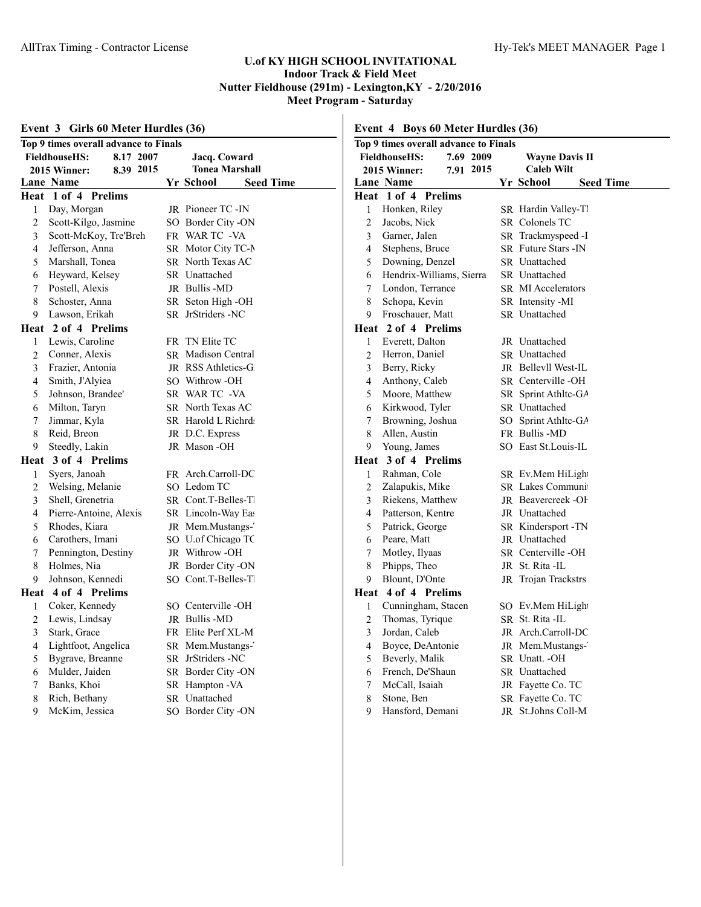# U.of KY HIGH SCHOOL INVITATIONAL
## Indoor Track & Field Meet
## Nutter Fieldhouse (291m) - Lexington,KY - 2/20/2016
## Meet Program - Saturday

### Event 3 Girls 60 Meter Hurdles (36)

Top 9 times overall advance to Finals

| | | | |
|---|---|---|---|
| FieldhouseHS: | 8.17 | 2007 | Jacq. Coward |
| 2015 Winner: | 8.39 | 2015 | Tonea Marshall |

| Lane | Name | Yr | School | Seed Time |
|---|---|---|---|---|
| **Heat 1 of 4 Prelims** | | | | |
| 1 | Day, Morgan | JR | Pioneer TC -IN | |
| 2 | Scott-Kilgo, Jasmine | SO | Border City -ON | |
| 3 | Scott-McKoy, Tre'Breh | FR | WAR TC -VA | |
| 4 | Jefferson, Anna | SR | Motor City TC-M | |
| 5 | Marshall, Tonea | SR | North Texas AC | |
| 6 | Heyward, Kelsey | SR | Unattached | |
| 7 | Postell, Alexis | JR | Bullis -MD | |
| 8 | Schoster, Anna | SR | Seton High -OH | |
| 9 | Lawson, Erikah | SR | JrStriders -NC | |
| **Heat 2 of 4 Prelims** | | | | |
| 1 | Lewis, Caroline | FR | TN Elite TC | |
| 2 | Conner, Alexis | SR | Madison Central | |
| 3 | Frazier, Antonia | JR | RSS Athletics-G | |
| 4 | Smith, J'Alyiea | SO | Withrow -OH | |
| 5 | Johnson, Brandee' | SR | WAR TC -VA | |
| 6 | Milton, Taryn | SR | North Texas AC | |
| 7 | Jimmar, Kyla | SR | Harold L Richrds | |
| 8 | Reid, Breon | JR | D.C. Express | |
| 9 | Steedly, Lakin | JR | Mason -OH | |
| **Heat 3 of 4 Prelims** | | | | |
| 1 | Syers, Janoah | FR | Arch.Carroll-DC | |
| 2 | Welsing, Melanie | SO | Ledom TC | |
| 3 | Shell, Grenetria | SR | Cont.T-Belles-TN | |
| 4 | Pierre-Antoine, Alexis | SR | Lincoln-Way Eas | |
| 5 | Rhodes, Kiara | JR | Mem.Mustangs-T | |
| 6 | Carothers, Imani | SO | U.of Chicago TC | |
| 7 | Pennington, Destiny | JR | Withrow -OH | |
| 8 | Holmes, Nia | JR | Border City -ON | |
| 9 | Johnson, Kennedi | SO | Cont.T-Belles-TN | |
| **Heat 4 of 4 Prelims** | | | | |
| 1 | Coker, Kennedy | SO | Centerville -OH | |
| 2 | Lewis, Lindsay | JR | Bullis -MD | |
| 3 | Stark, Grace | FR | Elite Perf XL-M | |
| 4 | Lightfoot, Angelica | SR | Mem.Mustangs-T | |
| 5 | Bygrave, Breanne | SR | JrStriders -NC | |
| 6 | Mulder, Jaiden | SR | Border City -ON | |
| 7 | Banks, Khoi | SR | Hampton -VA | |
| 8 | Rich, Bethany | SR | Unattached | |
| 9 | McKim, Jessica | SO | Border City -ON | |

### Event 4 Boys 60 Meter Hurdles (36)

Top 9 times overall advance to Finals

| | | | |
|---|---|---|---|
| FieldhouseHS: | 7.69 | 2009 | Wayne Davis II |
| 2015 Winner: | 7.91 | 2015 | Caleb Wilt |

| Lane | Name | Yr | School | Seed Time |
|---|---|---|---|---|
| **Heat 1 of 4 Prelims** | | | | |
| 1 | Honken, Riley | SR | Hardin Valley-TN | |
| 2 | Jacobs, Nick | SR | Colonels TC | |
| 3 | Garner, Jalen | SR | Trackmyspeed -I | |
| 4 | Stephens, Bruce | SR | Future Stars -IN | |
| 5 | Downing, Denzel | SR | Unattached | |
| 6 | Hendrix-Williams, Sierra | SR | Unattached | |
| 7 | London, Terrance | SR | MI Accelerators | |
| 8 | Schopa, Kevin | SR | Intensity -MI | |
| 9 | Froschauer, Matt | SR | Unattached | |
| **Heat 2 of 4 Prelims** | | | | |
| 1 | Everett, Dalton | JR | Unattached | |
| 2 | Herron, Daniel | SR | Unattached | |
| 3 | Berry, Ricky | JR | Bellevll West-IL | |
| 4 | Anthony, Caleb | SR | Centerville -OH | |
| 5 | Moore, Matthew | SR | Sprint Athltc-GA | |
| 6 | Kirkwood, Tyler | SR | Unattached | |
| 7 | Browning, Joshua | SO | Sprint Athltc-GA | |
| 8 | Allen, Austin | FR | Bullis -MD | |
| 9 | Young, James | SO | East St.Louis-IL | |
| **Heat 3 of 4 Prelims** | | | | |
| 1 | Rahman, Cole | SR | Ev.Mem HiLight | |
| 2 | Zalapukis, Mike | SR | Lakes Communit | |
| 3 | Riekens, Matthew | JR | Beavercreek -OH | |
| 4 | Patterson, Kentre | JR | Unattached | |
| 5 | Patrick, George | SR | Kindersport -TN | |
| 6 | Peare, Matt | JR | Unattached | |
| 7 | Motley, Ilyaas | SR | Centerville -OH | |
| 8 | Phipps, Theo | JR | St. Rita -IL | |
| 9 | Blount, D'Onte | JR | Trojan Trackstrs | |
| **Heat 4 of 4 Prelims** | | | | |
| 1 | Cunningham, Stacen | SO | Ev.Mem HiLight | |
| 2 | Thomas, Tyrique | SR | St. Rita -IL | |
| 3 | Jordan, Caleb | JR | Arch.Carroll-DC | |
| 4 | Boyce, DeAntonie | JR | Mem.Mustangs-T | |
| 5 | Beverly, Malik | SR | Unatt. -OH | |
| 6 | French, De'Shaun | SR | Unattached | |
| 7 | McCall, Isaiah | JR | Fayette Co. TC | |
| 8 | Stone, Ben | SR | Fayette Co. TC | |
| 9 | Hansford, Demani | JR | St.Johns Coll-M | |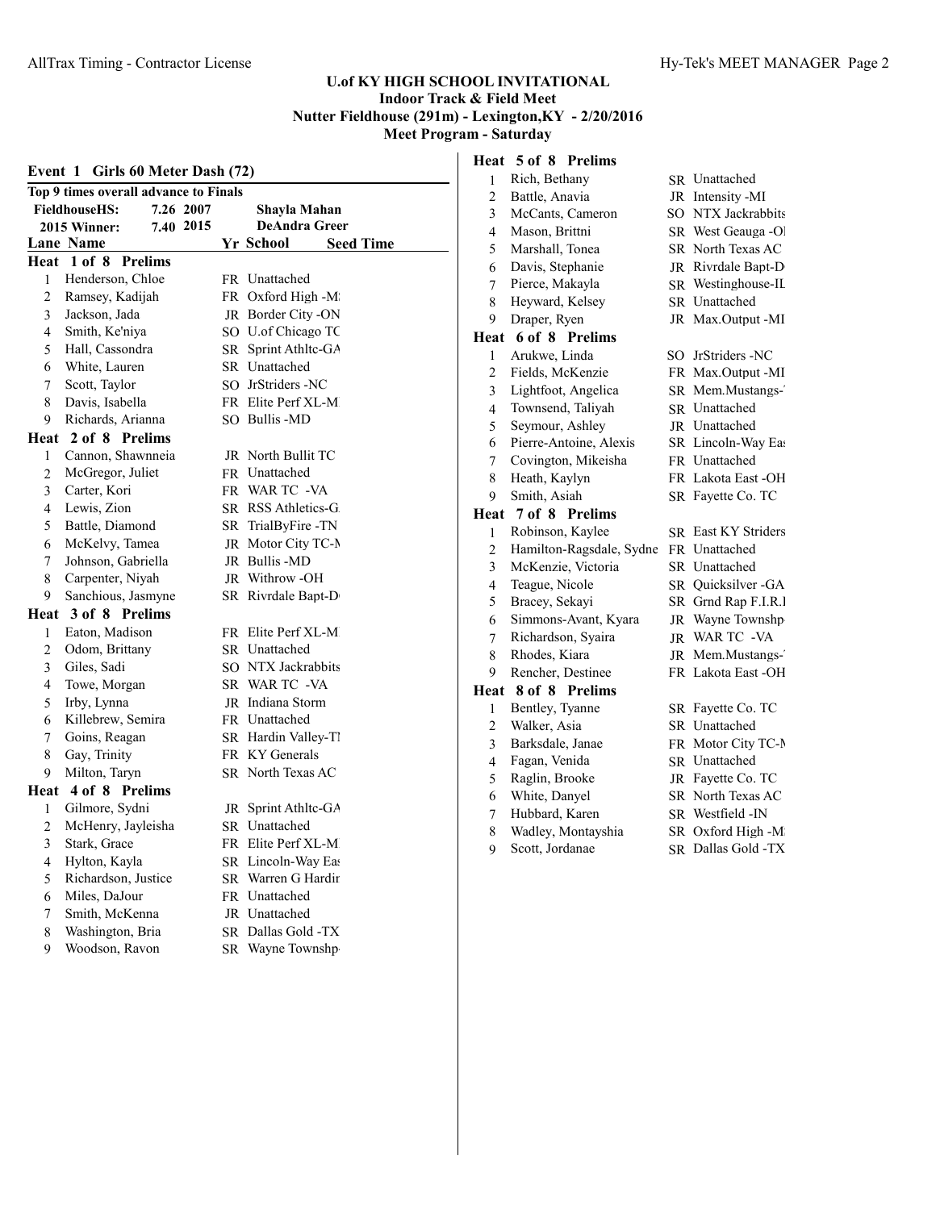**U.of KY HIGH SCHOOL INVITATIONAL**
**Indoor Track & Field Meet**
**Nutter Fieldhouse (291m) - Lexington,KY - 2/20/2016**
**Meet Program - Saturday**

## Event 1 Girls 60 Meter Dash (72)

**Top 9 times overall advance to Finals**

| | | | |
|---|---|---|---|
| FieldhouseHS: | 7.26 | 2007 | Shayla Mahan |
| 2015 Winner: | 7.40 | 2015 | DeAndra Greer |

| Lane | Name | Yr | School | Seed Time |
|---|---|---|---|---|
| **Heat 1 of 8 Prelims** | | | | |
| 1 | Henderson, Chloe | FR | Unattached | |
| 2 | Ramsey, Kadijah | FR | Oxford High -M | |
| 3 | Jackson, Jada | JR | Border City -ON | |
| 4 | Smith, Ke'niya | SO | U.of Chicago TC | |
| 5 | Hall, Cassondra | SR | Sprint Athltc-GA | |
| 6 | White, Lauren | SR | Unattached | |
| 7 | Scott, Taylor | SO | JrStriders -NC | |
| 8 | Davis, Isabella | FR | Elite Perf XL-M | |
| 9 | Richards, Arianna | SO | Bullis -MD | |
| **Heat 2 of 8 Prelims** | | | | |
| 1 | Cannon, Shawnneia | JR | North Bullit TC | |
| 2 | McGregor, Juliet | FR | Unattached | |
| 3 | Carter, Kori | FR | WAR TC -VA | |
| 4 | Lewis, Zion | SR | RSS Athletics-G | |
| 5 | Battle, Diamond | SR | TrialByFire -TN | |
| 6 | McKelvy, Tamea | JR | Motor City TC-M | |
| 7 | Johnson, Gabriella | JR | Bullis -MD | |
| 8 | Carpenter, Niyah | JR | Withrow -OH | |
| 9 | Sanchious, Jasmyne | SR | Rivrdale Bapt-D | |
| **Heat 3 of 8 Prelims** | | | | |
| 1 | Eaton, Madison | FR | Elite Perf XL-M | |
| 2 | Odom, Brittany | SR | Unattached | |
| 3 | Giles, Sadi | SO | NTX Jackrabbits | |
| 4 | Towe, Morgan | SR | WAR TC -VA | |
| 5 | Irby, Lynna | JR | Indiana Storm | |
| 6 | Killebrew, Semira | FR | Unattached | |
| 7 | Goins, Reagan | SR | Hardin Valley-TN | |
| 8 | Gay, Trinity | FR | KY Generals | |
| 9 | Milton, Taryn | SR | North Texas AC | |
| **Heat 4 of 8 Prelims** | | | | |
| 1 | Gilmore, Sydni | JR | Sprint Athltc-GA | |
| 2 | McHenry, Jayleisha | SR | Unattached | |
| 3 | Stark, Grace | FR | Elite Perf XL-M | |
| 4 | Hylton, Kayla | SR | Lincoln-Way Eas | |
| 5 | Richardson, Justice | SR | Warren G Hardir | |
| 6 | Miles, DaJour | FR | Unattached | |
| 7 | Smith, McKenna | JR | Unattached | |
| 8 | Washington, Bria | SR | Dallas Gold -TX | |
| 9 | Woodson, Ravon | SR | Wayne Townshp | |
| **Heat 5 of 8 Prelims** | | | | |
| 1 | Rich, Bethany | SR | Unattached | |
| 2 | Battle, Anavia | JR | Intensity -MI | |
| 3 | McCants, Cameron | SO | NTX Jackrabbits | |
| 4 | Mason, Brittni | SR | West Geauga -O | |
| 5 | Marshall, Tonea | SR | North Texas AC | |
| 6 | Davis, Stephanie | JR | Rivrdale Bapt-D | |
| 7 | Pierce, Makayla | SR | Westinghouse-IL | |
| 8 | Heyward, Kelsey | SR | Unattached | |
| 9 | Draper, Ryen | JR | Max.Output -MI | |
| **Heat 6 of 8 Prelims** | | | | |
| 1 | Arukwe, Linda | SO | JrStriders -NC | |
| 2 | Fields, McKenzie | FR | Max.Output -MI | |
| 3 | Lightfoot, Angelica | SR | Mem.Mustangs- | |
| 4 | Townsend, Taliyah | SR | Unattached | |
| 5 | Seymour, Ashley | JR | Unattached | |
| 6 | Pierre-Antoine, Alexis | SR | Lincoln-Way Eas | |
| 7 | Covington, Mikeisha | FR | Unattached | |
| 8 | Heath, Kaylyn | FR | Lakota East -OH | |
| 9 | Smith, Asiah | SR | Fayette Co. TC | |
| **Heat 7 of 8 Prelims** | | | | |
| 1 | Robinson, Kaylee | SR | East KY Striders | |
| 2 | Hamilton-Ragsdale, Sydne | FR | Unattached | |
| 3 | McKenzie, Victoria | SR | Unattached | |
| 4 | Teague, Nicole | SR | Quicksilver -GA | |
| 5 | Bracey, Sekayi | SR | Grnd Rap F.I.R.I | |
| 6 | Simmons-Avant, Kyara | JR | Wayne Townshp | |
| 7 | Richardson, Syaira | JR | WAR TC -VA | |
| 8 | Rhodes, Kiara | JR | Mem.Mustangs- | |
| 9 | Rencher, Destinee | FR | Lakota East -OH | |
| **Heat 8 of 8 Prelims** | | | | |
| 1 | Bentley, Tyanne | SR | Fayette Co. TC | |
| 2 | Walker, Asia | SR | Unattached | |
| 3 | Barksdale, Janae | FR | Motor City TC-M | |
| 4 | Fagan, Venida | SR | Unattached | |
| 5 | Raglin, Brooke | JR | Fayette Co. TC | |
| 6 | White, Danyel | SR | North Texas AC | |
| 7 | Hubbard, Karen | SR | Westfield -IN | |
| 8 | Wadley, Montayshia | SR | Oxford High -M | |
| 9 | Scott, Jordanae | SR | Dallas Gold -TX | |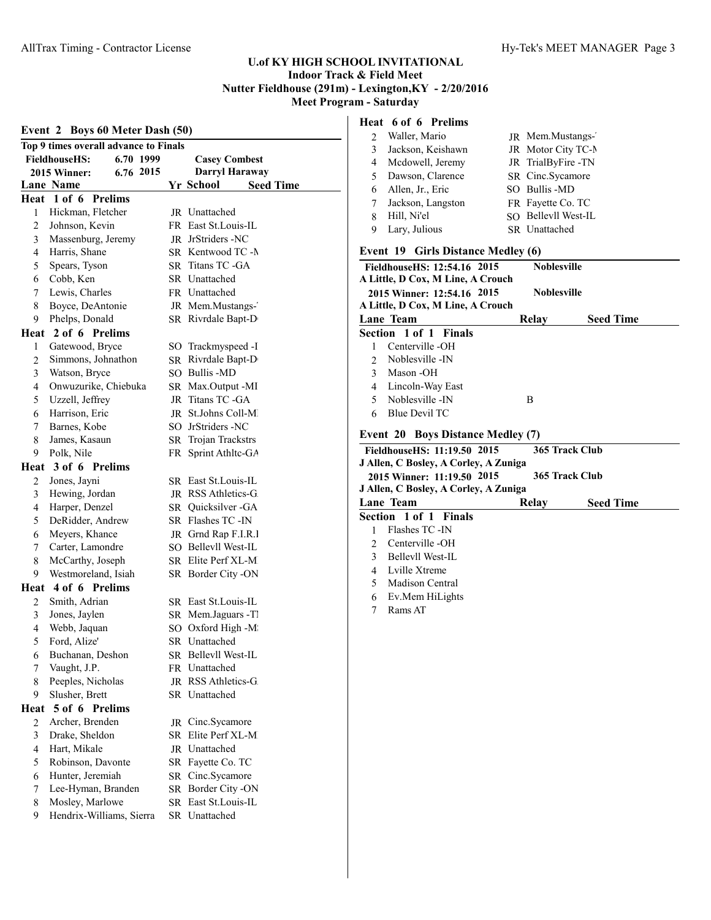## U.of KY HIGH SCHOOL INVITATIONAL

### Indoor Track & Field Meet

### Nutter Fieldhouse (291m) - Lexington,KY - 2/20/2016

### Meet Program - Saturday

#### Event 2 Boys 60 Meter Dash (50)

**Top 9 times overall advance to Finals**

| | | | |
|---|---|---|---|
| **FieldhouseHS:** | **6.70** | **1999** | **Casey Combest** |
| **2015 Winner:** | **6.76** | **2015** | **Darryl Haraway** |

| Lane | Name | Yr | School | Seed Time |
|---|---|---|---|---|
| **Heat 1 of 6 Prelims** | | | | |
| 1 | Hickman, Fletcher | JR | Unattached | |
| 2 | Johnson, Kevin | FR | East St.Louis-IL | |
| 3 | Massenburg, Jeremy | JR | JrStriders -NC | |
| 4 | Harris, Shane | SR | Kentwood TC -M | |
| 5 | Spears, Tyson | SR | Titans TC -GA | |
| 6 | Cobb, Ken | SR | Unattached | |
| 7 | Lewis, Charles | FR | Unattached | |
| 8 | Boyce, DeAntonie | JR | Mem.Mustangs- | |
| 9 | Phelps, Donald | SR | Rivrdale Bapt-D | |
| **Heat 2 of 6 Prelims** | | | | |
| 1 | Gatewood, Bryce | SO | Trackmyspeed -I | |
| 2 | Simmons, Johnathon | SR | Rivrdale Bapt-D | |
| 3 | Watson, Bryce | SO | Bullis -MD | |
| 4 | Onwuzurike, Chiebuka | SR | Max.Output -MI | |
| 5 | Uzzell, Jeffrey | JR | Titans TC -GA | |
| 6 | Harrison, Eric | JR | St.Johns Coll-M | |
| 7 | Barnes, Kobe | SO | JrStriders -NC | |
| 8 | James, Kasaun | SR | Trojan Trackstrs | |
| 9 | Polk, Nile | FR | Sprint Athltc-GA | |
| **Heat 3 of 6 Prelims** | | | | |
| 2 | Jones, Jayni | SR | East St.Louis-IL | |
| 3 | Hewing, Jordan | JR | RSS Athletics-G | |
| 4 | Harper, Denzel | SR | Quicksilver -GA | |
| 5 | DeRidder, Andrew | SR | Flashes TC -IN | |
| 6 | Meyers, Khance | JR | Grnd Rap F.I.R.I | |
| 7 | Carter, Lamondre | SO | Bellevll West-IL | |
| 8 | McCarthy, Joseph | SR | Elite Perf XL-M | |
| 9 | Westmoreland, Isiah | SR | Border City -ON | |
| **Heat 4 of 6 Prelims** | | | | |
| 2 | Smith, Adrian | SR | East St.Louis-IL | |
| 3 | Jones, Jaylen | SR | Mem.Jaguars -T | |
| 4 | Webb, Jaquan | SO | Oxford High -M | |
| 5 | Ford, Alize' | SR | Unattached | |
| 6 | Buchanan, Deshon | SR | Bellevll West-IL | |
| 7 | Vaught, J.P. | FR | Unattached | |
| 8 | Peeples, Nicholas | JR | RSS Athletics-G | |
| 9 | Slusher, Brett | SR | Unattached | |
| **Heat 5 of 6 Prelims** | | | | |
| 2 | Archer, Brenden | JR | Cinc.Sycamore | |
| 3 | Drake, Sheldon | SR | Elite Perf XL-M | |
| 4 | Hart, Mikale | JR | Unattached | |
| 5 | Robinson, Davonte | SR | Fayette Co. TC | |
| 6 | Hunter, Jeremiah | SR | Cinc.Sycamore | |
| 7 | Lee-Hyman, Branden | SR | Border City -ON | |
| 8 | Mosley, Marlowe | SR | East St.Louis-IL | |
| 9 | Hendrix-Williams, Sierra | SR | Unattached | |
| **Heat 6 of 6 Prelims** | | | | |
| 2 | Waller, Mario | JR | Mem.Mustangs- | |
| 3 | Jackson, Keishawn | JR | Motor City TC-M | |
| 4 | Mcdowell, Jeremy | JR | TrialByFire -TN | |
| 5 | Dawson, Clarence | SR | Cinc.Sycamore | |
| 6 | Allen, Jr., Eric | SO | Bullis -MD | |
| 7 | Jackson, Langston | FR | Fayette Co. TC | |
| 8 | Hill, Ni'el | SO | Bellevll West-IL | |
| 9 | Lary, Julious | SR | Unattached | |

#### Event 19 Girls Distance Medley (6)

**FieldhouseHS: 12:54.16 2015 Noblesville**
**A Little, D Cox, M Line, A Crouch**
**2015 Winner: 12:54.16 2015 Noblesville**
**A Little, D Cox, M Line, A Crouch**

| Lane | Team | Relay | Seed Time |
|---|---|---|---|
| **Section 1 of 1 Finals** | | | |
| 1 | Centerville -OH | | |
| 2 | Noblesville -IN | | |
| 3 | Mason -OH | | |
| 4 | Lincoln-Way East | | |
| 5 | Noblesville -IN | B | |
| 6 | Blue Devil TC | | |

#### Event 20 Boys Distance Medley (7)

**FieldhouseHS: 11:19.50 2015 365 Track Club**
**J Allen, C Bosley, A Corley, A Zuniga**
**2015 Winner: 11:19.50 2015 365 Track Club**
**J Allen, C Bosley, A Corley, A Zuniga**

| Lane | Team | Relay | Seed Time |
|---|---|---|---|
| **Section 1 of 1 Finals** | | | |
| 1 | Flashes TC -IN | | |
| 2 | Centerville -OH | | |
| 3 | Bellevll West-IL | | |
| 4 | Lville Xtreme | | |
| 5 | Madison Central | | |
| 6 | Ev.Mem HiLights | | |
| 7 | Rams AT | | |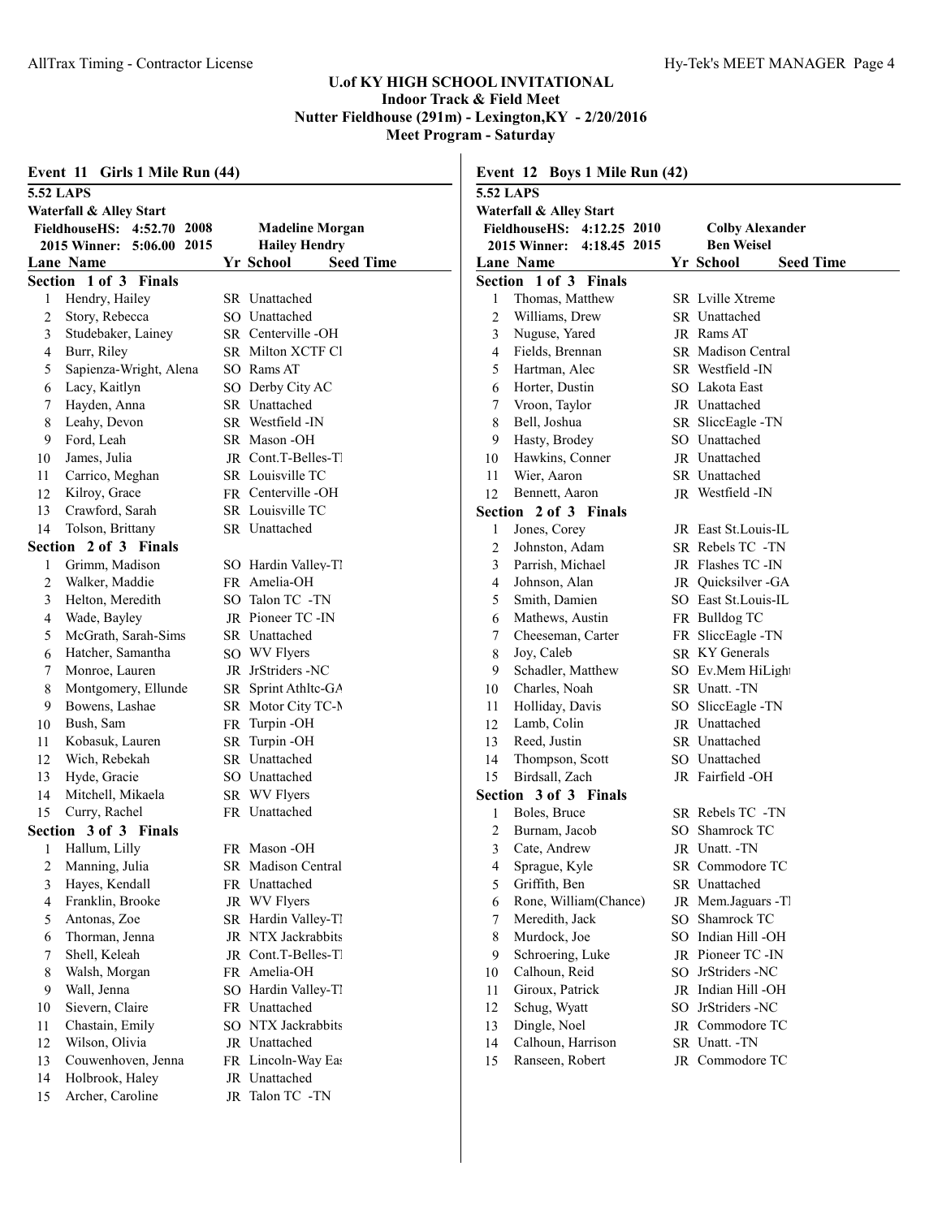# U.of KY HIGH SCHOOL INVITATIONAL
## Indoor Track & Field Meet
## Nutter Fieldhouse (291m) - Lexington,KY - 2/20/2016
## Meet Program - Saturday

### Event 11 Girls 1 Mile Run (44)

**5.52 LAPS**

**Waterfall & Alley Start**

**FieldhouseHS: 4:52.70 2008 Madeline Morgan**

**2015 Winner: 5:06.00 2015 Hailey Hendry**

**Section 1 of 3 Finals**

| Lane | Name | Yr | School | Seed Time |
|---|---|---|---|---|
| 1 | Hendry, Hailey | SR | Unattached | |
| 2 | Story, Rebecca | SO | Unattached | |
| 3 | Studebaker, Lainey | SR | Centerville -OH | |
| 4 | Burr, Riley | SR | Milton XCTF Cl | |
| 5 | Sapienza-Wright, Alena | SO | Rams AT | |
| 6 | Lacy, Kaitlyn | SO | Derby City AC | |
| 7 | Hayden, Anna | SR | Unattached | |
| 8 | Leahy, Devon | SR | Westfield -IN | |
| 9 | Ford, Leah | SR | Mason -OH | |
| 10 | James, Julia | JR | Cont.T-Belles-Tl | |
| 11 | Carrico, Meghan | SR | Louisville TC | |
| 12 | Kilroy, Grace | FR | Centerville -OH | |
| 13 | Crawford, Sarah | SR | Louisville TC | |
| 14 | Tolson, Brittany | SR | Unattached | |

**Section 2 of 3 Finals**

| Lane | Name | Yr | School | Seed Time |
|---|---|---|---|---|
| 1 | Grimm, Madison | SO | Hardin Valley-Tl | |
| 2 | Walker, Maddie | FR | Amelia-OH | |
| 3 | Helton, Meredith | SO | Talon TC -TN | |
| 4 | Wade, Bayley | JR | Pioneer TC -IN | |
| 5 | McGrath, Sarah-Sims | SR | Unattached | |
| 6 | Hatcher, Samantha | SO | WV Flyers | |
| 7 | Monroe, Lauren | JR | JrStriders -NC | |
| 8 | Montgomery, Ellunde | SR | Sprint Athltc-GA | |
| 9 | Bowens, Lashae | SR | Motor City TC-N | |
| 10 | Bush, Sam | FR | Turpin -OH | |
| 11 | Kobasuk, Lauren | SR | Turpin -OH | |
| 12 | Wich, Rebekah | SR | Unattached | |
| 13 | Hyde, Gracie | SO | Unattached | |
| 14 | Mitchell, Mikaela | SR | WV Flyers | |
| 15 | Curry, Rachel | FR | Unattached | |

**Section 3 of 3 Finals**

| Lane | Name | Yr | School | Seed Time |
|---|---|---|---|---|
| 1 | Hallum, Lilly | FR | Mason -OH | |
| 2 | Manning, Julia | SR | Madison Central | |
| 3 | Hayes, Kendall | FR | Unattached | |
| 4 | Franklin, Brooke | JR | WV Flyers | |
| 5 | Antonas, Zoe | SR | Hardin Valley-Tl | |
| 6 | Thorman, Jenna | JR | NTX Jackrabbits | |
| 7 | Shell, Keleah | JR | Cont.T-Belles-Tl | |
| 8 | Walsh, Morgan | FR | Amelia-OH | |
| 9 | Wall, Jenna | SO | Hardin Valley-Tl | |
| 10 | Sievern, Claire | FR | Unattached | |
| 11 | Chastain, Emily | SO | NTX Jackrabbits | |
| 12 | Wilson, Olivia | JR | Unattached | |
| 13 | Couwenhoven, Jenna | FR | Lincoln-Way Eas | |
| 14 | Holbrook, Haley | JR | Unattached | |
| 15 | Archer, Caroline | JR | Talon TC -TN | |

### Event 12 Boys 1 Mile Run (42)

**5.52 LAPS**

**Waterfall & Alley Start**

**FieldhouseHS: 4:12.25 2010 Colby Alexander**

**2015 Winner: 4:18.45 2015 Ben Weisel**

**Section 1 of 3 Finals**

| Lane | Name | Yr | School | Seed Time |
|---|---|---|---|---|
| 1 | Thomas, Matthew | SR | Lville Xtreme | |
| 2 | Williams, Drew | SR | Unattached | |
| 3 | Nuguse, Yared | JR | Rams AT | |
| 4 | Fields, Brennan | SR | Madison Central | |
| 5 | Hartman, Alec | SR | Westfield -IN | |
| 6 | Horter, Dustin | SO | Lakota East | |
| 7 | Vroon, Taylor | JR | Unattached | |
| 8 | Bell, Joshua | SR | SliccEagle -TN | |
| 9 | Hasty, Brodey | SO | Unattached | |
| 10 | Hawkins, Conner | JR | Unattached | |
| 11 | Wier, Aaron | SR | Unattached | |
| 12 | Bennett, Aaron | JR | Westfield -IN | |

**Section 2 of 3 Finals**

| Lane | Name | Yr | School | Seed Time |
|---|---|---|---|---|
| 1 | Jones, Corey | JR | East St.Louis-IL | |
| 2 | Johnston, Adam | SR | Rebels TC -TN | |
| 3 | Parrish, Michael | JR | Flashes TC -IN | |
| 4 | Johnson, Alan | JR | Quicksilver -GA | |
| 5 | Smith, Damien | SO | East St.Louis-IL | |
| 6 | Mathews, Austin | FR | Bulldog TC | |
| 7 | Cheeseman, Carter | FR | SliccEagle -TN | |
| 8 | Joy, Caleb | SR | KY Generals | |
| 9 | Schadler, Matthew | SO | Ev.Mem HiLight | |
| 10 | Charles, Noah | SR | Unatt. -TN | |
| 11 | Holliday, Davis | SO | SliccEagle -TN | |
| 12 | Lamb, Colin | JR | Unattached | |
| 13 | Reed, Justin | SR | Unattached | |
| 14 | Thompson, Scott | SO | Unattached | |
| 15 | Birdsall, Zach | JR | Fairfield -OH | |

**Section 3 of 3 Finals**

| Lane | Name | Yr | School | Seed Time |
|---|---|---|---|---|
| 1 | Boles, Bruce | SR | Rebels TC -TN | |
| 2 | Burnam, Jacob | SO | Shamrock TC | |
| 3 | Cate, Andrew | JR | Unatt. -TN | |
| 4 | Sprague, Kyle | SR | Commodore TC | |
| 5 | Griffith, Ben | SR | Unattached | |
| 6 | Rone, William(Chance) | JR | Mem.Jaguars -Tl | |
| 7 | Meredith, Jack | SO | Shamrock TC | |
| 8 | Murdock, Joe | SO | Indian Hill -OH | |
| 9 | Schroering, Luke | JR | Pioneer TC -IN | |
| 10 | Calhoun, Reid | SO | JrStriders -NC | |
| 11 | Giroux, Patrick | JR | Indian Hill -OH | |
| 12 | Schug, Wyatt | SO | JrStriders -NC | |
| 13 | Dingle, Noel | JR | Commodore TC | |
| 14 | Calhoun, Harrison | SR | Unatt. -TN | |
| 15 | Ranseen, Robert | JR | Commodore TC | |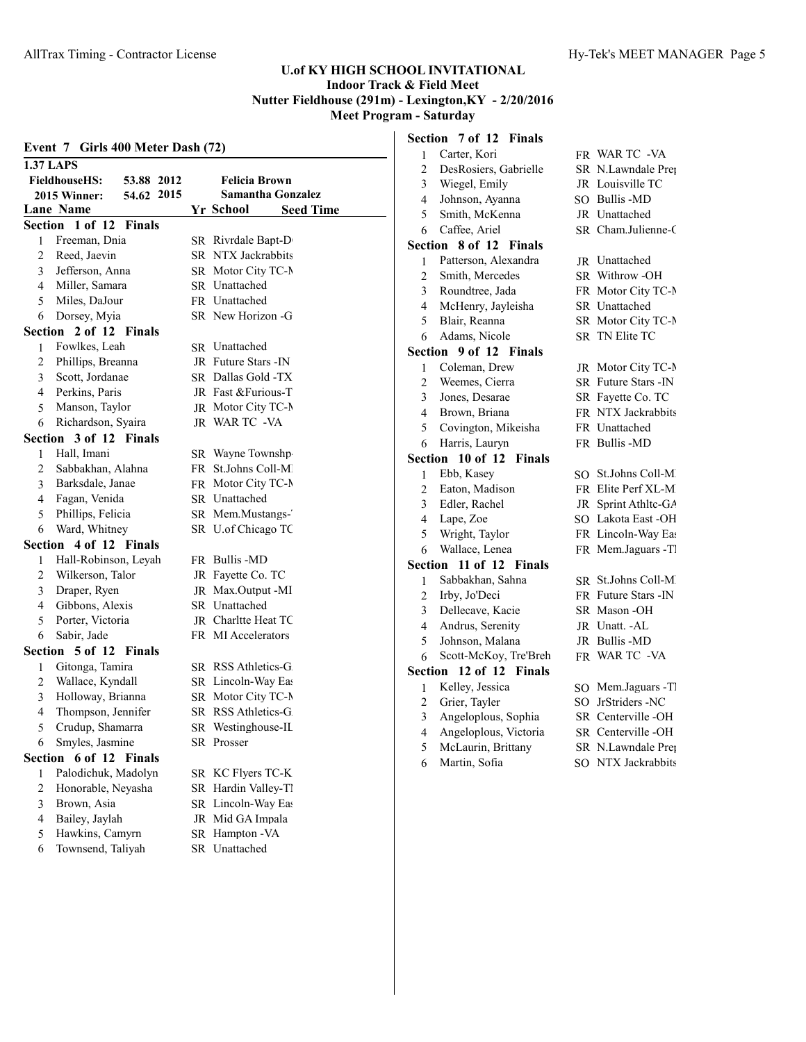# U.of KY HIGH SCHOOL INVITATIONAL
## Indoor Track & Field Meet
## Nutter Fieldhouse (291m) - Lexington,KY - 2/20/2016
## Meet Program - Saturday

### Event 7 Girls 400 Meter Dash (72)

**1.37 LAPS**

| | | | |
|---|---|---|---|
| FieldhouseHS: | 53.88 | 2012 | Felicia Brown |
| 2015 Winner: | 54.62 | 2015 | Samantha Gonzalez |

| Lane | Name | Yr | School | Seed Time |
|---|---|---|---|---|
| **Section 1 of 12 Finals** | | | | |
| 1 | Freeman, Dnia | SR | Rivrdale Bapt-D | |
| 2 | Reed, Jaevin | SR | NTX Jackrabbits | |
| 3 | Jefferson, Anna | SR | Motor City TC-M | |
| 4 | Miller, Samara | SR | Unattached | |
| 5 | Miles, DaJour | FR | Unattached | |
| 6 | Dorsey, Myia | SR | New Horizon -G | |
| **Section 2 of 12 Finals** | | | | |
| 1 | Fowlkes, Leah | SR | Unattached | |
| 2 | Phillips, Breanna | JR | Future Stars -IN | |
| 3 | Scott, Jordanae | SR | Dallas Gold -TX | |
| 4 | Perkins, Paris | JR | Fast &Furious-T | |
| 5 | Manson, Taylor | JR | Motor City TC-M | |
| 6 | Richardson, Syaira | JR | WAR TC -VA | |
| **Section 3 of 12 Finals** | | | | |
| 1 | Hall, Imani | SR | Wayne Townshp | |
| 2 | Sabbakhan, Alahna | FR | St.Johns Coll-M | |
| 3 | Barksdale, Janae | FR | Motor City TC-M | |
| 4 | Fagan, Venida | SR | Unattached | |
| 5 | Phillips, Felicia | SR | Mem.Mustangs- | |
| 6 | Ward, Whitney | SR | U.of Chicago TC | |
| **Section 4 of 12 Finals** | | | | |
| 1 | Hall-Robinson, Leyah | FR | Bullis -MD | |
| 2 | Wilkerson, Talor | JR | Fayette Co. TC | |
| 3 | Draper, Ryen | JR | Max.Output -MI | |
| 4 | Gibbons, Alexis | SR | Unattached | |
| 5 | Porter, Victoria | JR | Charltte Heat TC | |
| 6 | Sabir, Jade | FR | MI Accelerators | |
| **Section 5 of 12 Finals** | | | | |
| 1 | Gitonga, Tamira | SR | RSS Athletics-G | |
| 2 | Wallace, Kyndall | SR | Lincoln-Way Eas | |
| 3 | Holloway, Brianna | SR | Motor City TC-M | |
| 4 | Thompson, Jennifer | SR | RSS Athletics-G | |
| 5 | Crudup, Shamarra | SR | Westinghouse-IL | |
| 6 | Smyles, Jasmine | SR | Prosser | |
| **Section 6 of 12 Finals** | | | | |
| 1 | Palodichuk, Madolyn | SR | KC Flyers TC-K | |
| 2 | Honorable, Neyasha | SR | Hardin Valley-T | |
| 3 | Brown, Asia | SR | Lincoln-Way Eas | |
| 4 | Bailey, Jaylah | JR | Mid GA Impala | |
| 5 | Hawkins, Camyrn | SR | Hampton -VA | |
| 6 | Townsend, Taliyah | SR | Unattached | |
| **Section 7 of 12 Finals** | | | | |
| 1 | Carter, Kori | FR | WAR TC -VA | |
| 2 | DesRosiers, Gabrielle | SR | N.Lawndale Prep | |
| 3 | Wiegel, Emily | JR | Louisville TC | |
| 4 | Johnson, Ayanna | SO | Bullis -MD | |
| 5 | Smith, McKenna | JR | Unattached | |
| 6 | Caffee, Ariel | SR | Cham.Julienne-C | |
| **Section 8 of 12 Finals** | | | | |
| 1 | Patterson, Alexandra | JR | Unattached | |
| 2 | Smith, Mercedes | SR | Withrow -OH | |
| 3 | Roundtree, Jada | FR | Motor City TC-M | |
| 4 | McHenry, Jayleisha | SR | Unattached | |
| 5 | Blair, Reanna | SR | Motor City TC-M | |
| 6 | Adams, Nicole | SR | TN Elite TC | |
| **Section 9 of 12 Finals** | | | | |
| 1 | Coleman, Drew | JR | Motor City TC-M | |
| 2 | Weemes, Cierra | SR | Future Stars -IN | |
| 3 | Jones, Desarae | SR | Fayette Co. TC | |
| 4 | Brown, Briana | FR | NTX Jackrabbits | |
| 5 | Covington, Mikeisha | FR | Unattached | |
| 6 | Harris, Lauryn | FR | Bullis -MD | |
| **Section 10 of 12 Finals** | | | | |
| 1 | Ebb, Kasey | SO | St.Johns Coll-M | |
| 2 | Eaton, Madison | FR | Elite Perf XL-M | |
| 3 | Edler, Rachel | JR | Sprint Athltc-GA | |
| 4 | Lape, Zoe | SO | Lakota East -OH | |
| 5 | Wright, Taylor | FR | Lincoln-Way Eas | |
| 6 | Wallace, Lenea | FR | Mem.Jaguars -T | |
| **Section 11 of 12 Finals** | | | | |
| 1 | Sabbakhan, Sahna | SR | St.Johns Coll-M | |
| 2 | Irby, Jo'Deci | FR | Future Stars -IN | |
| 3 | Dellecave, Kacie | SR | Mason -OH | |
| 4 | Andrus, Serenity | JR | Unatt. -AL | |
| 5 | Johnson, Malana | JR | Bullis -MD | |
| 6 | Scott-McKoy, Tre'Breh | FR | WAR TC -VA | |
| **Section 12 of 12 Finals** | | | | |
| 1 | Kelley, Jessica | SO | Mem.Jaguars -T | |
| 2 | Grier, Tayler | SO | JrStriders -NC | |
| 3 | Angeloplous, Sophia | SR | Centerville -OH | |
| 4 | Angeloplous, Victoria | SR | Centerville -OH | |
| 5 | McLaurin, Brittany | SR | N.Lawndale Prep | |
| 6 | Martin, Sofia | SO | NTX Jackrabbits | |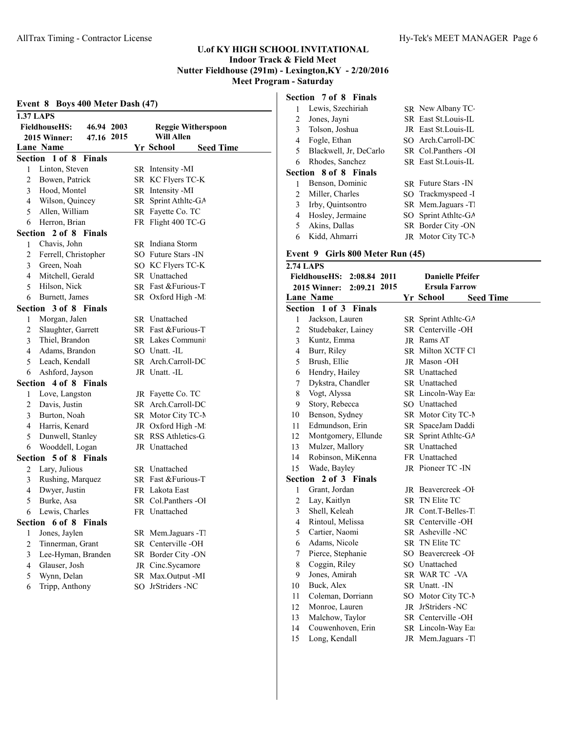**U.of KY HIGH SCHOOL INVITATIONAL**
**Indoor Track & Field Meet**
**Nutter Fieldhouse (291m) - Lexington,KY - 2/20/2016**
**Meet Program - Saturday**

## Event 8 Boys 400 Meter Dash (47)

**1.37 LAPS**

| | | | |
|---|---|---|---|
| FieldhouseHS: | 46.94 | 2003 | Reggie Witherspoon |
| 2015 Winner: | 47.16 | 2015 | Will Allen |

| Lane | Name | Yr | School | Seed Time |
|---|---|---|---|---|
| **Section 1 of 8 Finals** | | | | |
| 1 | Linton, Steven | SR | Intensity -MI | |
| 2 | Bowen, Patrick | SR | KC Flyers TC-K | |
| 3 | Hood, Montel | SR | Intensity -MI | |
| 4 | Wilson, Quincey | SR | Sprint Athltc-GA | |
| 5 | Allen, William | SR | Fayette Co. TC | |
| 6 | Herron, Brian | FR | Flight 400 TC-G | |
| **Section 2 of 8 Finals** | | | | |
| 1 | Chavis, John | SR | Indiana Storm | |
| 2 | Ferrell, Christopher | SO | Future Stars -IN | |
| 3 | Green, Noah | SO | KC Flyers TC-K | |
| 4 | Mitchell, Gerald | SR | Unattached | |
| 5 | Hilson, Nick | SR | Fast &Furious-T | |
| 6 | Burnett, James | SR | Oxford High -M: | |
| **Section 3 of 8 Finals** | | | | |
| 1 | Morgan, Jalen | SR | Unattached | |
| 2 | Slaughter, Garrett | SR | Fast &Furious-T | |
| 3 | Thiel, Brandon | SR | Lakes Communit | |
| 4 | Adams, Brandon | SO | Unatt. -IL | |
| 5 | Leach, Kendall | SR | Arch.Carroll-DC | |
| 6 | Ashford, Jayson | JR | Unatt. -IL | |
| **Section 4 of 8 Finals** | | | | |
| 1 | Love, Langston | JR | Fayette Co. TC | |
| 2 | Davis, Justin | SR | Arch.Carroll-DC | |
| 3 | Burton, Noah | SR | Motor City TC-M | |
| 4 | Harris, Kenard | JR | Oxford High -M: | |
| 5 | Dunwell, Stanley | SR | RSS Athletics-G. | |
| 6 | Wooddell, Logan | JR | Unattached | |
| **Section 5 of 8 Finals** | | | | |
| 2 | Lary, Julious | SR | Unattached | |
| 3 | Rushing, Marquez | SR | Fast &Furious-T | |
| 4 | Dwyer, Justin | FR | Lakota East | |
| 5 | Burke, Asa | SR | Col.Panthers -OI | |
| 6 | Lewis, Charles | FR | Unattached | |
| **Section 6 of 8 Finals** | | | | |
| 1 | Jones, Jaylen | SR | Mem.Jaguars -TI | |
| 2 | Tinnerman, Grant | SR | Centerville -OH | |
| 3 | Lee-Hyman, Branden | SR | Border City -ON | |
| 4 | Glauser, Josh | JR | Cinc.Sycamore | |
| 5 | Wynn, Delan | SR | Max.Output -MI | |
| 6 | Tripp, Anthony | SO | JrStriders -NC | |
| **Section 7 of 8 Finals** | | | | |
| 1 | Lewis, Szechiriah | SR | New Albany TC- | |
| 2 | Jones, Jayni | SR | East St.Louis-IL | |
| 3 | Tolson, Joshua | JR | East St.Louis-IL | |
| 4 | Fogle, Ethan | SO | Arch.Carroll-DC | |
| 5 | Blackwell, Jr, DeCarlo | SR | Col.Panthers -OI | |
| 6 | Rhodes, Sanchez | SR | East St.Louis-IL | |
| **Section 8 of 8 Finals** | | | | |
| 1 | Benson, Dominic | SR | Future Stars -IN | |
| 2 | Miller, Charles | SO | Trackmyspeed -I | |
| 3 | Irby, Quintsontro | SR | Mem.Jaguars -TI | |
| 4 | Hosley, Jermaine | SO | Sprint Athltc-GA | |
| 5 | Akins, Dallas | SR | Border City -ON | |
| 6 | Kidd, Ahmarri | JR | Motor City TC-M | |

## Event 9 Girls 800 Meter Run (45)

**2.74 LAPS**

| | | | |
|---|---|---|---|
| FieldhouseHS: | 2:08.84 | 2011 | Danielle Pfeifer |
| 2015 Winner: | 2:09.21 | 2015 | Ersula Farrow |

| Lane | Name | Yr | School | Seed Time |
|---|---|---|---|---|
| **Section 1 of 3 Finals** | | | | |
| 1 | Jackson, Lauren | SR | Sprint Athltc-GA | |
| 2 | Studebaker, Lainey | SR | Centerville -OH | |
| 3 | Kuntz, Emma | JR | Rams AT | |
| 4 | Burr, Riley | SR | Milton XCTF Cl | |
| 5 | Brush, Ellie | JR | Mason -OH | |
| 6 | Hendry, Hailey | SR | Unattached | |
| 7 | Dykstra, Chandler | SR | Unattached | |
| 8 | Vogt, Alyssa | SR | Lincoln-Way Eas | |
| 9 | Story, Rebecca | SO | Unattached | |
| 10 | Benson, Sydney | SR | Motor City TC-M | |
| 11 | Edmundson, Erin | SR | SpaceJam Daddi | |
| 12 | Montgomery, Ellunde | SR | Sprint Athltc-GA | |
| 13 | Mulzer, Mallory | SR | Unattached | |
| 14 | Robinson, MiKenna | FR | Unattached | |
| 15 | Wade, Bayley | JR | Pioneer TC -IN | |
| **Section 2 of 3 Finals** | | | | |
| 1 | Grant, Jordan | JR | Beavercreek -OH | |
| 2 | Lay, Kaitlyn | SR | TN Elite TC | |
| 3 | Shell, Keleah | JR | Cont.T-Belles-TI | |
| 4 | Rintoul, Melissa | SR | Centerville -OH | |
| 5 | Cartier, Naomi | SR | Asheville -NC | |
| 6 | Adams, Nicole | SR | TN Elite TC | |
| 7 | Pierce, Stephanie | SO | Beavercreek -OH | |
| 8 | Coggin, Riley | SO | Unattached | |
| 9 | Jones, Amirah | SR | WAR TC -VA | |
| 10 | Buck, Alex | SR | Unatt. -IN | |
| 11 | Coleman, Dorriann | SO | Motor City TC-M | |
| 12 | Monroe, Lauren | JR | JrStriders -NC | |
| 13 | Malchow, Taylor | SR | Centerville -OH | |
| 14 | Couwenhoven, Erin | SR | Lincoln-Way Eas | |
| 15 | Long, Kendall | JR | Mem.Jaguars -TI | |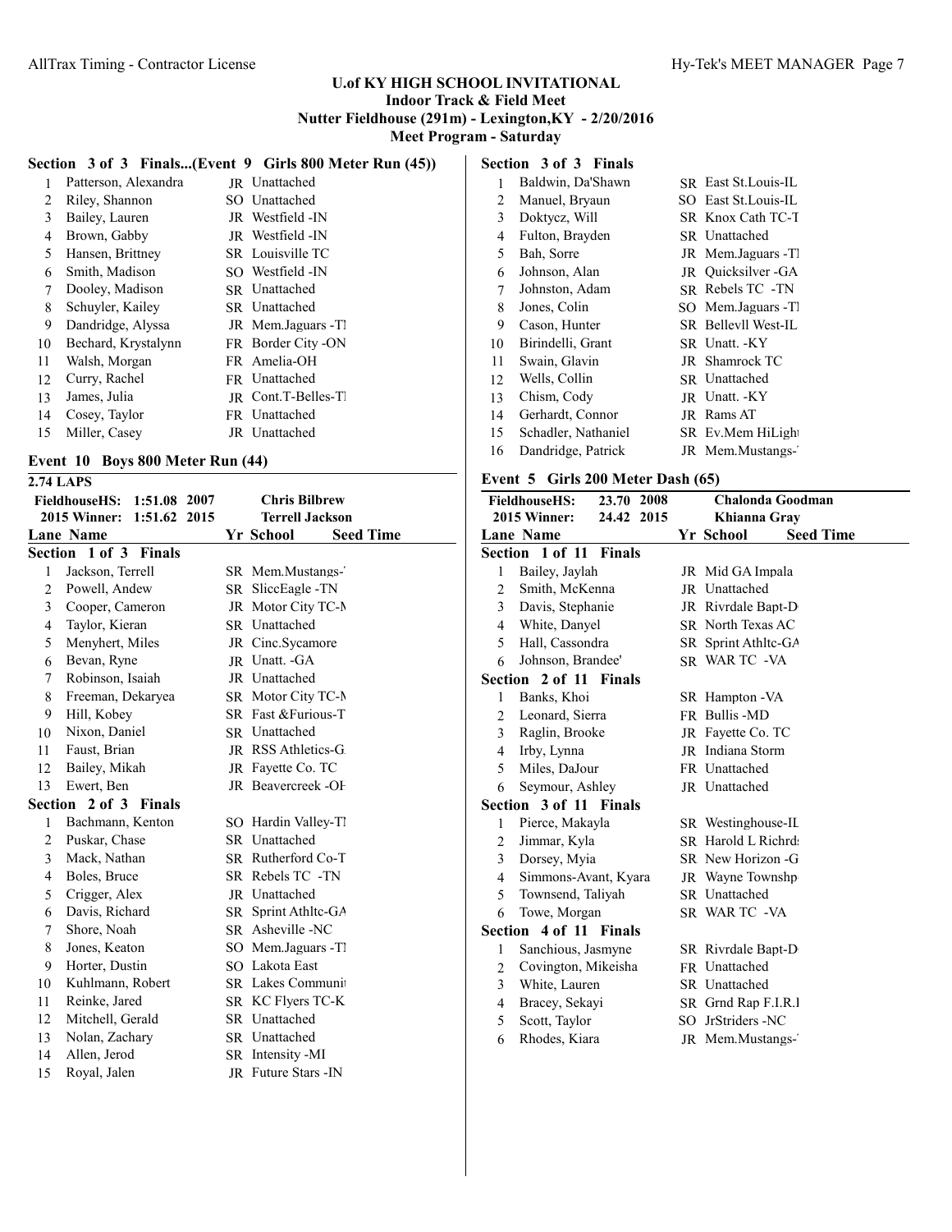### U.of KY HIGH SCHOOL INVITATIONAL
### Indoor Track & Field Meet
### Nutter Fieldhouse (291m) - Lexington,KY - 2/20/2016
### Meet Program - Saturday

**Section 3 of 3 Finals...(Event 9 Girls 800 Meter Run (45))**

| Lane | Name | Yr | School | Seed Time |
|---|---|---|---|---|
| 1 | Patterson, Alexandra | JR | Unattached | |
| 2 | Riley, Shannon | SO | Unattached | |
| 3 | Bailey, Lauren | JR | Westfield -IN | |
| 4 | Brown, Gabby | JR | Westfield -IN | |
| 5 | Hansen, Brittney | SR | Louisville TC | |
| 6 | Smith, Madison | SO | Westfield -IN | |
| 7 | Dooley, Madison | SR | Unattached | |
| 8 | Schuyler, Kailey | SR | Unattached | |
| 9 | Dandridge, Alyssa | JR | Mem.Jaguars -T | |
| 10 | Bechard, Krystalynn | FR | Border City -ON | |
| 11 | Walsh, Morgan | FR | Amelia-OH | |
| 12 | Curry, Rachel | FR | Unattached | |
| 13 | James, Julia | JR | Cont.T-Belles-T | |
| 14 | Cosey, Taylor | FR | Unattached | |
| 15 | Miller, Casey | JR | Unattached | |

## Event 10 Boys 800 Meter Run (44)

**2.74 LAPS**

FieldhouseHS: 1:51.08 2007 Chris Bilbrew
2015 Winner: 1:51.62 2015 Terrell Jackson

| Lane | Name | Yr | School | Seed Time |
|---|---|---|---|---|
| **Section 1 of 3 Finals** | | | | |
| 1 | Jackson, Terrell | SR | Mem.Mustangs- | |
| 2 | Powell, Andew | SR | SliccEagle -TN | |
| 3 | Cooper, Cameron | JR | Motor City TC-M | |
| 4 | Taylor, Kieran | SR | Unattached | |
| 5 | Menyhert, Miles | JR | Cinc.Sycamore | |
| 6 | Bevan, Ryne | JR | Unatt. -GA | |
| 7 | Robinson, Isaiah | JR | Unattached | |
| 8 | Freeman, Dekaryea | SR | Motor City TC-M | |
| 9 | Hill, Kobey | SR | Fast &Furious-T | |
| 10 | Nixon, Daniel | SR | Unattached | |
| 11 | Faust, Brian | JR | RSS Athletics-G | |
| 12 | Bailey, Mikah | JR | Fayette Co. TC | |
| 13 | Ewert, Ben | JR | Beavercreek -OH | |
| **Section 2 of 3 Finals** | | | | |
| 1 | Bachmann, Kenton | SO | Hardin Valley-T | |
| 2 | Puskar, Chase | SR | Unattached | |
| 3 | Mack, Nathan | SR | Rutherford Co-T | |
| 4 | Boles, Bruce | SR | Rebels TC -TN | |
| 5 | Crigger, Alex | JR | Unattached | |
| 6 | Davis, Richard | SR | Sprint Athltc-GA | |
| 7 | Shore, Noah | SR | Asheville -NC | |
| 8 | Jones, Keaton | SO | Mem.Jaguars -T | |
| 9 | Horter, Dustin | SO | Lakota East | |
| 10 | Kuhlmann, Robert | SR | Lakes Communi | |
| 11 | Reinke, Jared | SR | KC Flyers TC-K | |
| 12 | Mitchell, Gerald | SR | Unattached | |
| 13 | Nolan, Zachary | SR | Unattached | |
| 14 | Allen, Jerod | SR | Intensity -MI | |
| 15 | Royal, Jalen | JR | Future Stars -IN | |
| **Section 3 of 3 Finals** | | | | |
| 1 | Baldwin, Da'Shawn | SR | East St.Louis-IL | |
| 2 | Manuel, Bryaun | SO | East St.Louis-IL | |
| 3 | Doktycz, Will | SR | Knox Cath TC-T | |
| 4 | Fulton, Brayden | SR | Unattached | |
| 5 | Bah, Sorre | JR | Mem.Jaguars -T | |
| 6 | Johnson, Alan | JR | Quicksilver -GA | |
| 7 | Johnston, Adam | SR | Rebels TC -TN | |
| 8 | Jones, Colin | SO | Mem.Jaguars -T | |
| 9 | Cason, Hunter | SR | Bellevll West-IL | |
| 10 | Birindelli, Grant | SR | Unatt. -KY | |
| 11 | Swain, Glavin | JR | Shamrock TC | |
| 12 | Wells, Collin | SR | Unattached | |
| 13 | Chism, Cody | JR | Unatt. -KY | |
| 14 | Gerhardt, Connor | JR | Rams AT | |
| 15 | Schadler, Nathaniel | SR | Ev.Mem HiLight | |
| 16 | Dandridge, Patrick | JR | Mem.Mustangs- | |

## Event 5 Girls 200 Meter Dash (65)

FieldhouseHS: 23.70 2008 Chalonda Goodman
2015 Winner: 24.42 2015 Khianna Gray

| Lane | Name | Yr | School | Seed Time |
|---|---|---|---|---|
| **Section 1 of 11 Finals** | | | | |
| 1 | Bailey, Jaylah | JR | Mid GA Impala | |
| 2 | Smith, McKenna | JR | Unattached | |
| 3 | Davis, Stephanie | JR | Rivrdale Bapt-D | |
| 4 | White, Danyel | SR | North Texas AC | |
| 5 | Hall, Cassondra | SR | Sprint Athltc-GA | |
| 6 | Johnson, Brandee' | SR | WAR TC -VA | |
| **Section 2 of 11 Finals** | | | | |
| 1 | Banks, Khoi | SR | Hampton -VA | |
| 2 | Leonard, Sierra | FR | Bullis -MD | |
| 3 | Raglin, Brooke | JR | Fayette Co. TC | |
| 4 | Irby, Lynna | JR | Indiana Storm | |
| 5 | Miles, DaJour | FR | Unattached | |
| 6 | Seymour, Ashley | JR | Unattached | |
| **Section 3 of 11 Finals** | | | | |
| 1 | Pierce, Makayla | SR | Westinghouse-IL | |
| 2 | Jimmar, Kyla | SR | Harold L Richrd | |
| 3 | Dorsey, Myia | SR | New Horizon -G | |
| 4 | Simmons-Avant, Kyara | JR | Wayne Townshp | |
| 5 | Townsend, Taliyah | SR | Unattached | |
| 6 | Towe, Morgan | SR | WAR TC -VA | |
| **Section 4 of 11 Finals** | | | | |
| 1 | Sanchious, Jasmyne | SR | Rivrdale Bapt-D | |
| 2 | Covington, Mikeisha | FR | Unattached | |
| 3 | White, Lauren | SR | Unattached | |
| 4 | Bracey, Sekayi | SR | Grnd Rap F.I.R.I | |
| 5 | Scott, Taylor | SO | JrStriders -NC | |
| 6 | Rhodes, Kiara | JR | Mem.Mustangs- | |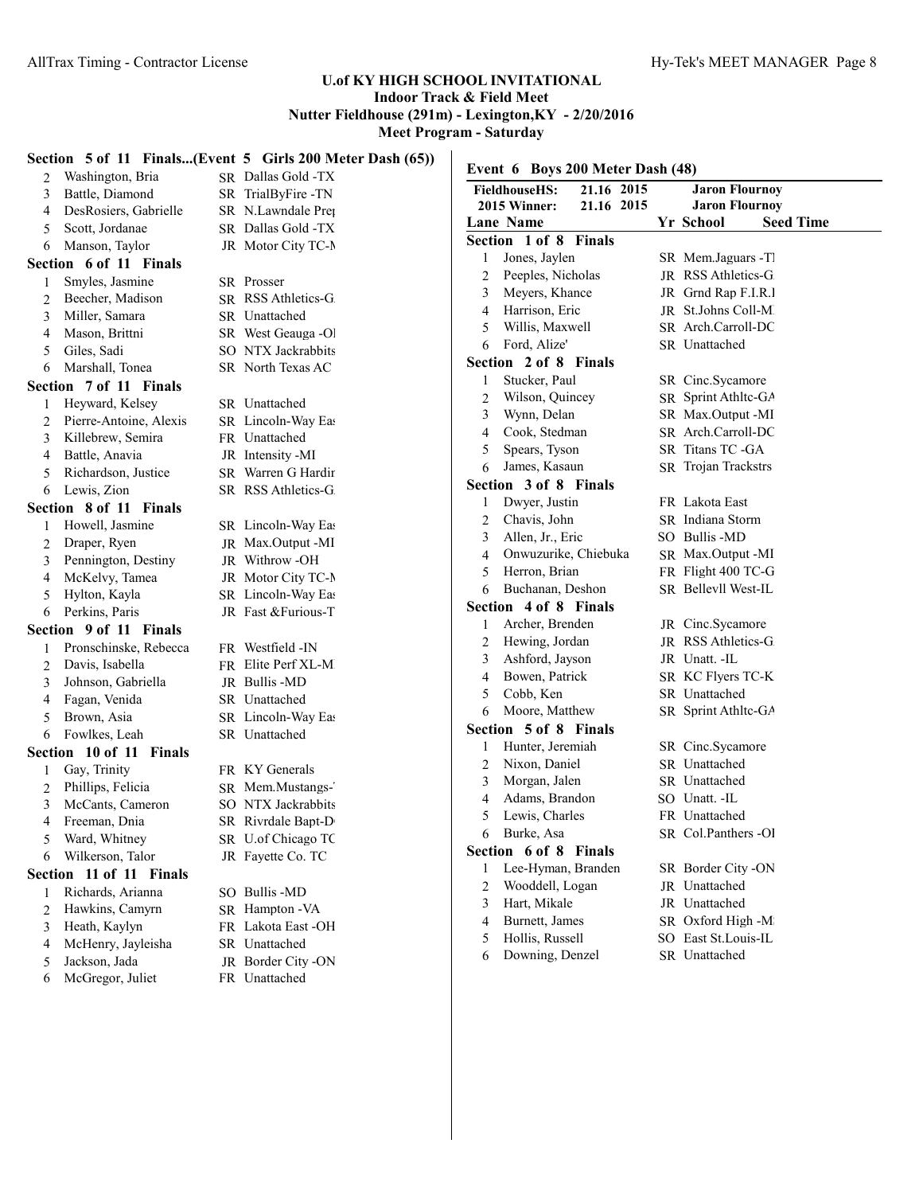**U.of KY HIGH SCHOOL INVITATIONAL**
**Indoor Track & Field Meet**
**Nutter Fieldhouse (291m) - Lexington,KY - 2/20/2016**
**Meet Program - Saturday**

### Section 5 of 11 Finals...(Event 5 Girls 200 Meter Dash (65))

| Lane | Name | Yr | School |
|---|---|---|---|
| 2 | Washington, Bria | SR | Dallas Gold -TX |
| 3 | Battle, Diamond | SR | TrialByFire -TN |
| 4 | DesRosiers, Gabrielle | SR | N.Lawndale Prep |
| 5 | Scott, Jordanae | SR | Dallas Gold -TX |
| 6 | Manson, Taylor | JR | Motor City TC-M |

### Section 6 of 11 Finals

| Lane | Name | Yr | School |
|---|---|---|---|
| 1 | Smyles, Jasmine | SR | Prosser |
| 2 | Beecher, Madison | SR | RSS Athletics-G |
| 3 | Miller, Samara | SR | Unattached |
| 4 | Mason, Brittni | SR | West Geauga -OH |
| 5 | Giles, Sadi | SO | NTX Jackrabbits |
| 6 | Marshall, Tonea | SR | North Texas AC |

### Section 7 of 11 Finals

| Lane | Name | Yr | School |
|---|---|---|---|
| 1 | Heyward, Kelsey | SR | Unattached |
| 2 | Pierre-Antoine, Alexis | SR | Lincoln-Way East |
| 3 | Killebrew, Semira | FR | Unattached |
| 4 | Battle, Anavia | JR | Intensity -MI |
| 5 | Richardson, Justice | SR | Warren G Harding |
| 6 | Lewis, Zion | SR | RSS Athletics-G |

### Section 8 of 11 Finals

| Lane | Name | Yr | School |
|---|---|---|---|
| 1 | Howell, Jasmine | SR | Lincoln-Way East |
| 2 | Draper, Ryen | JR | Max.Output -MI |
| 3 | Pennington, Destiny | JR | Withrow -OH |
| 4 | McKelvy, Tamea | JR | Motor City TC-M |
| 5 | Hylton, Kayla | SR | Lincoln-Way East |
| 6 | Perkins, Paris | JR | Fast &Furious-T |

### Section 9 of 11 Finals

| Lane | Name | Yr | School |
|---|---|---|---|
| 1 | Pronschinske, Rebecca | FR | Westfield -IN |
| 2 | Davis, Isabella | FR | Elite Perf XL-M |
| 3 | Johnson, Gabriella | JR | Bullis -MD |
| 4 | Fagan, Venida | SR | Unattached |
| 5 | Brown, Asia | SR | Lincoln-Way East |
| 6 | Fowlkes, Leah | SR | Unattached |

### Section 10 of 11 Finals

| Lane | Name | Yr | School |
|---|---|---|---|
| 1 | Gay, Trinity | FR | KY Generals |
| 2 | Phillips, Felicia | SR | Mem.Mustangs-T |
| 3 | McCants, Cameron | SO | NTX Jackrabbits |
| 4 | Freeman, Dnia | SR | Rivrdale Bapt-D |
| 5 | Ward, Whitney | SR | U.of Chicago TC |
| 6 | Wilkerson, Talor | JR | Fayette Co. TC |

### Section 11 of 11 Finals

| Lane | Name | Yr | School |
|---|---|---|---|
| 1 | Richards, Arianna | SO | Bullis -MD |
| 2 | Hawkins, Camyrn | SR | Hampton -VA |
| 3 | Heath, Kaylyn | FR | Lakota East -OH |
| 4 | McHenry, Jayleisha | SR | Unattached |
| 5 | Jackson, Jada | JR | Border City -ON |
| 6 | McGregor, Juliet | FR | Unattached |

## Event 6 Boys 200 Meter Dash (48)

| | | | |
|---|---|---|---|
| FieldhouseHS: | 21.16 | 2015 | Jaron Flournoy |
| 2015 Winner: | 21.16 | 2015 | Jaron Flournoy |

### Section 1 of 8 Finals

| Lane | Name | Yr | School | Seed Time |
|---|---|---|---|---|
| 1 | Jones, Jaylen | SR | Mem.Jaguars -TN | |
| 2 | Peeples, Nicholas | JR | RSS Athletics-G | |
| 3 | Meyers, Khance | JR | Grnd Rap F.I.R.E | |
| 4 | Harrison, Eric | JR | St.Johns Coll-M | |
| 5 | Willis, Maxwell | SR | Arch.Carroll-DC | |
| 6 | Ford, Alize' | SR | Unattached | |

### Section 2 of 8 Finals

| Lane | Name | Yr | School | Seed Time |
|---|---|---|---|---|
| 1 | Stucker, Paul | SR | Cinc.Sycamore | |
| 2 | Wilson, Quincey | SR | Sprint Athltc-GA | |
| 3 | Wynn, Delan | SR | Max.Output -MI | |
| 4 | Cook, Stedman | SR | Arch.Carroll-DC | |
| 5 | Spears, Tyson | SR | Titans TC -GA | |
| 6 | James, Kasaun | SR | Trojan Trackstrs | |

### Section 3 of 8 Finals

| Lane | Name | Yr | School | Seed Time |
|---|---|---|---|---|
| 1 | Dwyer, Justin | FR | Lakota East | |
| 2 | Chavis, John | SR | Indiana Storm | |
| 3 | Allen, Jr., Eric | SO | Bullis -MD | |
| 4 | Onwuzurike, Chiebuka | SR | Max.Output -MI | |
| 5 | Herron, Brian | FR | Flight 400 TC-G | |
| 6 | Buchanan, Deshon | SR | Bellevll West-IL | |

### Section 4 of 8 Finals

| Lane | Name | Yr | School | Seed Time |
|---|---|---|---|---|
| 1 | Archer, Brenden | JR | Cinc.Sycamore | |
| 2 | Hewing, Jordan | JR | RSS Athletics-G | |
| 3 | Ashford, Jayson | JR | Unatt. -IL | |
| 4 | Bowen, Patrick | SR | KC Flyers TC-K | |
| 5 | Cobb, Ken | SR | Unattached | |
| 6 | Moore, Matthew | SR | Sprint Athltc-GA | |

### Section 5 of 8 Finals

| Lane | Name | Yr | School | Seed Time |
|---|---|---|---|---|
| 1 | Hunter, Jeremiah | SR | Cinc.Sycamore | |
| 2 | Nixon, Daniel | SR | Unattached | |
| 3 | Morgan, Jalen | SR | Unattached | |
| 4 | Adams, Brandon | SO | Unatt. -IL | |
| 5 | Lewis, Charles | FR | Unattached | |
| 6 | Burke, Asa | SR | Col.Panthers -OH | |

### Section 6 of 8 Finals

| Lane | Name | Yr | School | Seed Time |
|---|---|---|---|---|
| 1 | Lee-Hyman, Branden | SR | Border City -ON | |
| 2 | Wooddell, Logan | JR | Unattached | |
| 3 | Hart, Mikale | JR | Unattached | |
| 4 | Burnett, James | SR | Oxford High -MI | |
| 5 | Hollis, Russell | SO | East St.Louis-IL | |
| 6 | Downing, Denzel | SR | Unattached | |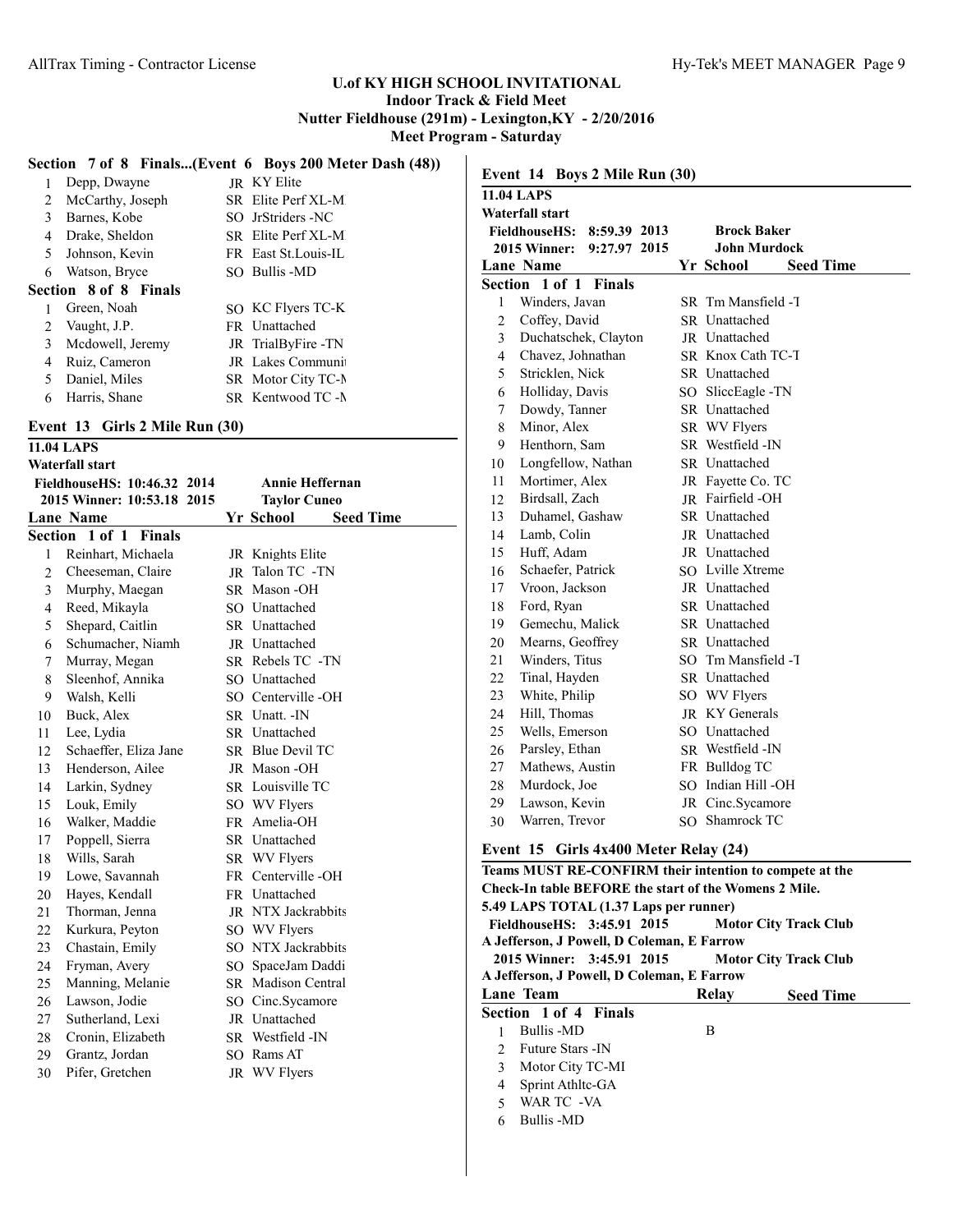# U.of KY HIGH SCHOOL INVITATIONAL
## Indoor Track & Field Meet
### Nutter Fieldhouse (291m) - Lexington,KY - 2/20/2016
### Meet Program - Saturday

### Section 7 of 8 Finals...(Event 6 Boys 200 Meter Dash (48))

| Lane | Name | Yr | School |
|---|---|---|---|
| 1 | Depp, Dwayne | JR | KY Elite |
| 2 | McCarthy, Joseph | SR | Elite Perf XL-M |
| 3 | Barnes, Kobe | SO | JrStriders -NC |
| 4 | Drake, Sheldon | SR | Elite Perf XL-M |
| 5 | Johnson, Kevin | FR | East St.Louis-IL |
| 6 | Watson, Bryce | SO | Bullis -MD |

### Section 8 of 8 Finals

| Lane | Name | Yr | School |
|---|---|---|---|
| 1 | Green, Noah | SO | KC Flyers TC-K |
| 2 | Vaught, J.P. | FR | Unattached |
| 3 | Mcdowell, Jeremy | JR | TrialByFire -TN |
| 4 | Ruiz, Cameron | JR | Lakes Communit |
| 5 | Daniel, Miles | SR | Motor City TC-N |
| 6 | Harris, Shane | SR | Kentwood TC -N |

## Event 13 Girls 2 Mile Run (30)

**11.04 LAPS**
**Waterfall start**
**FieldhouseHS: 10:46.32 2014 Annie Heffernan**
**2015 Winner: 10:53.18 2015 Taylor Cuneo**

### Section 1 of 1 Finals

| Lane | Name | Yr | School | Seed Time |
|---|---|---|---|---|
| 1 | Reinhart, Michaela | JR | Knights Elite | |
| 2 | Cheeseman, Claire | JR | Talon TC -TN | |
| 3 | Murphy, Maegan | SR | Mason -OH | |
| 4 | Reed, Mikayla | SO | Unattached | |
| 5 | Shepard, Caitlin | SR | Unattached | |
| 6 | Schumacher, Niamh | JR | Unattached | |
| 7 | Murray, Megan | SR | Rebels TC -TN | |
| 8 | Sleenhof, Annika | SO | Unattached | |
| 9 | Walsh, Kelli | SO | Centerville -OH | |
| 10 | Buck, Alex | SR | Unatt. -IN | |
| 11 | Lee, Lydia | SR | Unattached | |
| 12 | Schaeffer, Eliza Jane | SR | Blue Devil TC | |
| 13 | Henderson, Ailee | JR | Mason -OH | |
| 14 | Larkin, Sydney | SR | Louisville TC | |
| 15 | Louk, Emily | SO | WV Flyers | |
| 16 | Walker, Maddie | FR | Amelia-OH | |
| 17 | Poppell, Sierra | SR | Unattached | |
| 18 | Wills, Sarah | SR | WV Flyers | |
| 19 | Lowe, Savannah | FR | Centerville -OH | |
| 20 | Hayes, Kendall | FR | Unattached | |
| 21 | Thorman, Jenna | JR | NTX Jackrabbits | |
| 22 | Kurkura, Peyton | SO | WV Flyers | |
| 23 | Chastain, Emily | SO | NTX Jackrabbits | |
| 24 | Fryman, Avery | SO | SpaceJam Daddi | |
| 25 | Manning, Melanie | SR | Madison Central | |
| 26 | Lawson, Jodie | SO | Cinc.Sycamore | |
| 27 | Sutherland, Lexi | JR | Unattached | |
| 28 | Cronin, Elizabeth | SR | Westfield -IN | |
| 29 | Grantz, Jordan | SO | Rams AT | |
| 30 | Pifer, Gretchen | JR | WV Flyers | |

## Event 14 Boys 2 Mile Run (30)

**11.04 LAPS**
**Waterfall start**
**FieldhouseHS: 8:59.39 2013 Brock Baker**
**2015 Winner: 9:27.97 2015 John Murdock**

### Section 1 of 1 Finals

| Lane | Name | Yr | School | Seed Time |
|---|---|---|---|---|
| 1 | Winders, Javan | SR | Tm Mansfield -T | |
| 2 | Coffey, David | SR | Unattached | |
| 3 | Duchatschek, Clayton | JR | Unattached | |
| 4 | Chavez, Johnathan | SR | Knox Cath TC-T | |
| 5 | Stricklen, Nick | SR | Unattached | |
| 6 | Holliday, Davis | SO | SliccEagle -TN | |
| 7 | Dowdy, Tanner | SR | Unattached | |
| 8 | Minor, Alex | SR | WV Flyers | |
| 9 | Henthorn, Sam | SR | Westfield -IN | |
| 10 | Longfellow, Nathan | SR | Unattached | |
| 11 | Mortimer, Alex | JR | Fayette Co. TC | |
| 12 | Birdsall, Zach | JR | Fairfield -OH | |
| 13 | Duhamel, Gashaw | SR | Unattached | |
| 14 | Lamb, Colin | JR | Unattached | |
| 15 | Huff, Adam | JR | Unattached | |
| 16 | Schaefer, Patrick | SO | Lville Xtreme | |
| 17 | Vroon, Jackson | JR | Unattached | |
| 18 | Ford, Ryan | SR | Unattached | |
| 19 | Gemechu, Malick | SR | Unattached | |
| 20 | Mearns, Geoffrey | SR | Unattached | |
| 21 | Winders, Titus | SO | Tm Mansfield -T | |
| 22 | Tinal, Hayden | SR | Unattached | |
| 23 | White, Philip | SO | WV Flyers | |
| 24 | Hill, Thomas | JR | KY Generals | |
| 25 | Wells, Emerson | SO | Unattached | |
| 26 | Parsley, Ethan | SR | Westfield -IN | |
| 27 | Mathews, Austin | FR | Bulldog TC | |
| 28 | Murdock, Joe | SO | Indian Hill -OH | |
| 29 | Lawson, Kevin | JR | Cinc.Sycamore | |
| 30 | Warren, Trevor | SO | Shamrock TC | |

## Event 15 Girls 4x400 Meter Relay (24)

**Teams MUST RE-CONFIRM their intention to compete at the Check-In table BEFORE the start of the Womens 2 Mile.**
**5.49 LAPS TOTAL (1.37 Laps per runner)**
**FieldhouseHS: 3:45.91 2015 Motor City Track Club**
**A Jefferson, J Powell, D Coleman, E Farrow**
**2015 Winner: 3:45.91 2015 Motor City Track Club**
**A Jefferson, J Powell, D Coleman, E Farrow**

### Section 1 of 4 Finals

| Lane | Team | Relay | Seed Time |
|---|---|---|---|
| 1 | Bullis -MD | B | |
| 2 | Future Stars -IN | | |
| 3 | Motor City TC-MI | | |
| 4 | Sprint Athltc-GA | | |
| 5 | WAR TC -VA | | |
| 6 | Bullis -MD | | |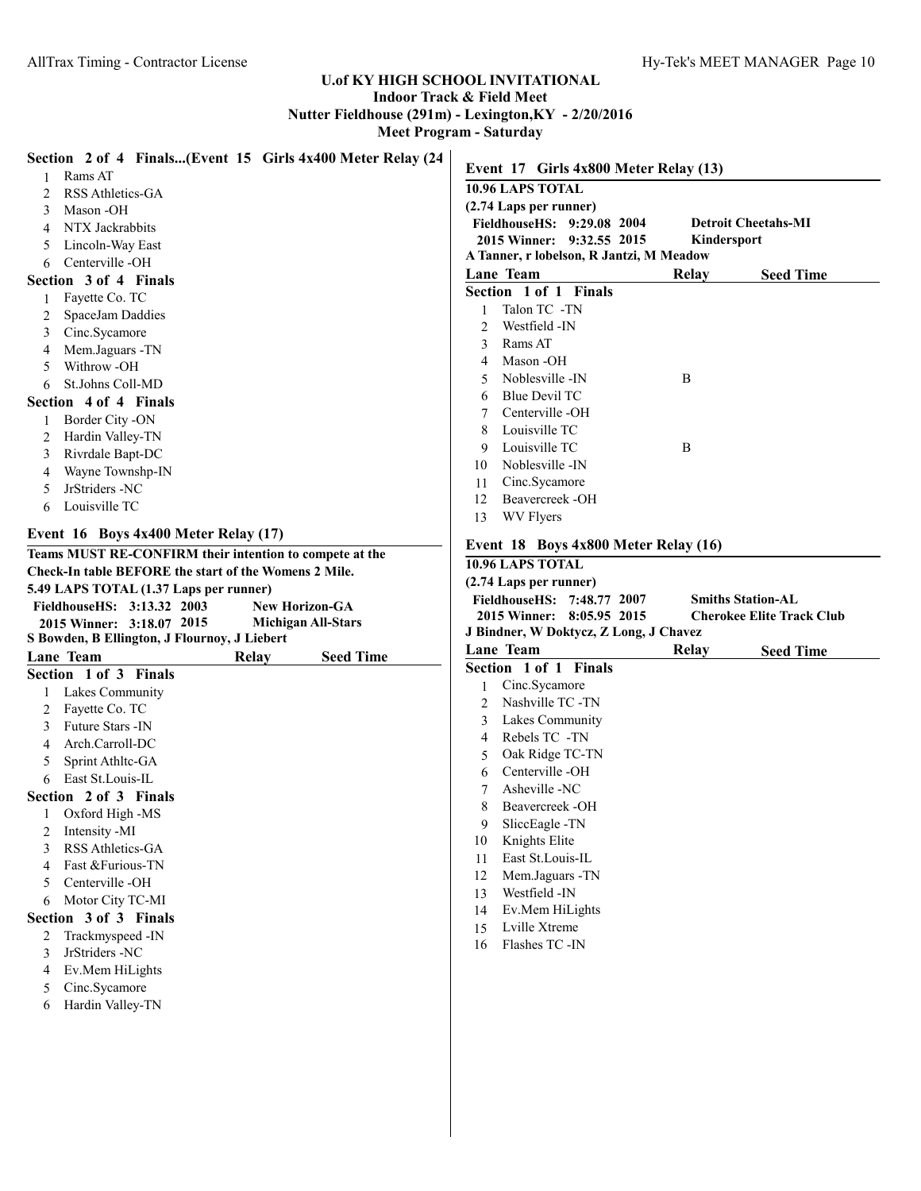# U.of KY HIGH SCHOOL INVITATIONAL
## Indoor Track & Field Meet
## Nutter Fieldhouse (291m) - Lexington,KY - 2/20/2016
## Meet Program - Saturday

**Section 2 of 4 Finals...(Event 15 Girls 4x400 Meter Relay (24**

| Lane | Team | Relay | Seed Time |
|---|---|---|---|
| 1 | Rams AT | | |
| 2 | RSS Athletics-GA | | |
| 3 | Mason -OH | | |
| 4 | NTX Jackrabbits | | |
| 5 | Lincoln-Way East | | |
| 6 | Centerville -OH | | |

**Section 3 of 4 Finals**

| Lane | Team | Relay | Seed Time |
|---|---|---|---|
| 1 | Fayette Co. TC | | |
| 2 | SpaceJam Daddies | | |
| 3 | Cinc.Sycamore | | |
| 4 | Mem.Jaguars -TN | | |
| 5 | Withrow -OH | | |
| 6 | St.Johns Coll-MD | | |

**Section 4 of 4 Finals**

| Lane | Team | Relay | Seed Time |
|---|---|---|---|
| 1 | Border City -ON | | |
| 2 | Hardin Valley-TN | | |
| 3 | Rivrdale Bapt-DC | | |
| 4 | Wayne Townshp-IN | | |
| 5 | JrStriders -NC | | |
| 6 | Louisville TC | | |

### Event 16 Boys 4x400 Meter Relay (17)

**Teams MUST RE-CONFIRM their intention to compete at the Check-In table BEFORE the start of the Womens 2 Mile.**

**5.49 LAPS TOTAL (1.37 Laps per runner)**

**FieldhouseHS: 3:13.32 2003 New Horizon-GA**

**2015 Winner: 3:18.07 2015 Michigan All-Stars**

**S Bowden, B Ellington, J Flournoy, J Liebert**

**Section 1 of 3 Finals**

| Lane | Team | Relay | Seed Time |
|---|---|---|---|
| 1 | Lakes Community | | |
| 2 | Fayette Co. TC | | |
| 3 | Future Stars -IN | | |
| 4 | Arch.Carroll-DC | | |
| 5 | Sprint Athltc-GA | | |
| 6 | East St.Louis-IL | | |

**Section 2 of 3 Finals**

| Lane | Team | Relay | Seed Time |
|---|---|---|---|
| 1 | Oxford High -MS | | |
| 2 | Intensity -MI | | |
| 3 | RSS Athletics-GA | | |
| 4 | Fast &Furious-TN | | |
| 5 | Centerville -OH | | |
| 6 | Motor City TC-MI | | |

**Section 3 of 3 Finals**

| Lane | Team | Relay | Seed Time |
|---|---|---|---|
| 2 | Trackmyspeed -IN | | |
| 3 | JrStriders -NC | | |
| 4 | Ev.Mem HiLights | | |
| 5 | Cinc.Sycamore | | |
| 6 | Hardin Valley-TN | | |

### Event 17 Girls 4x800 Meter Relay (13)

**10.96 LAPS TOTAL**

**(2.74 Laps per runner)**

**FieldhouseHS: 9:29.08 2004 Detroit Cheetahs-MI**

**2015 Winner: 9:32.55 2015 Kindersport**

**A Tanner, r lobelson, R Jantzi, M Meadow**

**Section 1 of 1 Finals**

| Lane | Team | Relay | Seed Time |
|---|---|---|---|
| 1 | Talon TC -TN | | |
| 2 | Westfield -IN | | |
| 3 | Rams AT | | |
| 4 | Mason -OH | | |
| 5 | Noblesville -IN | B | |
| 6 | Blue Devil TC | | |
| 7 | Centerville -OH | | |
| 8 | Louisville TC | | |
| 9 | Louisville TC | B | |
| 10 | Noblesville -IN | | |
| 11 | Cinc.Sycamore | | |
| 12 | Beavercreek -OH | | |
| 13 | WV Flyers | | |

### Event 18 Boys 4x800 Meter Relay (16)

**10.96 LAPS TOTAL**

**(2.74 Laps per runner)**

**FieldhouseHS: 7:48.77 2007 Smiths Station-AL**

**2015 Winner: 8:05.95 2015 Cherokee Elite Track Club**

**J Bindner, W Doktycz, Z Long, J Chavez**

**Section 1 of 1 Finals**

| Lane | Team | Relay | Seed Time |
|---|---|---|---|
| 1 | Cinc.Sycamore | | |
| 2 | Nashville TC -TN | | |
| 3 | Lakes Community | | |
| 4 | Rebels TC -TN | | |
| 5 | Oak Ridge TC-TN | | |
| 6 | Centerville -OH | | |
| 7 | Asheville -NC | | |
| 8 | Beavercreek -OH | | |
| 9 | SliccEagle -TN | | |
| 10 | Knights Elite | | |
| 11 | East St.Louis-IL | | |
| 12 | Mem.Jaguars -TN | | |
| 13 | Westfield -IN | | |
| 14 | Ev.Mem HiLights | | |
| 15 | Lville Xtreme | | |
| 16 | Flashes TC -IN | | |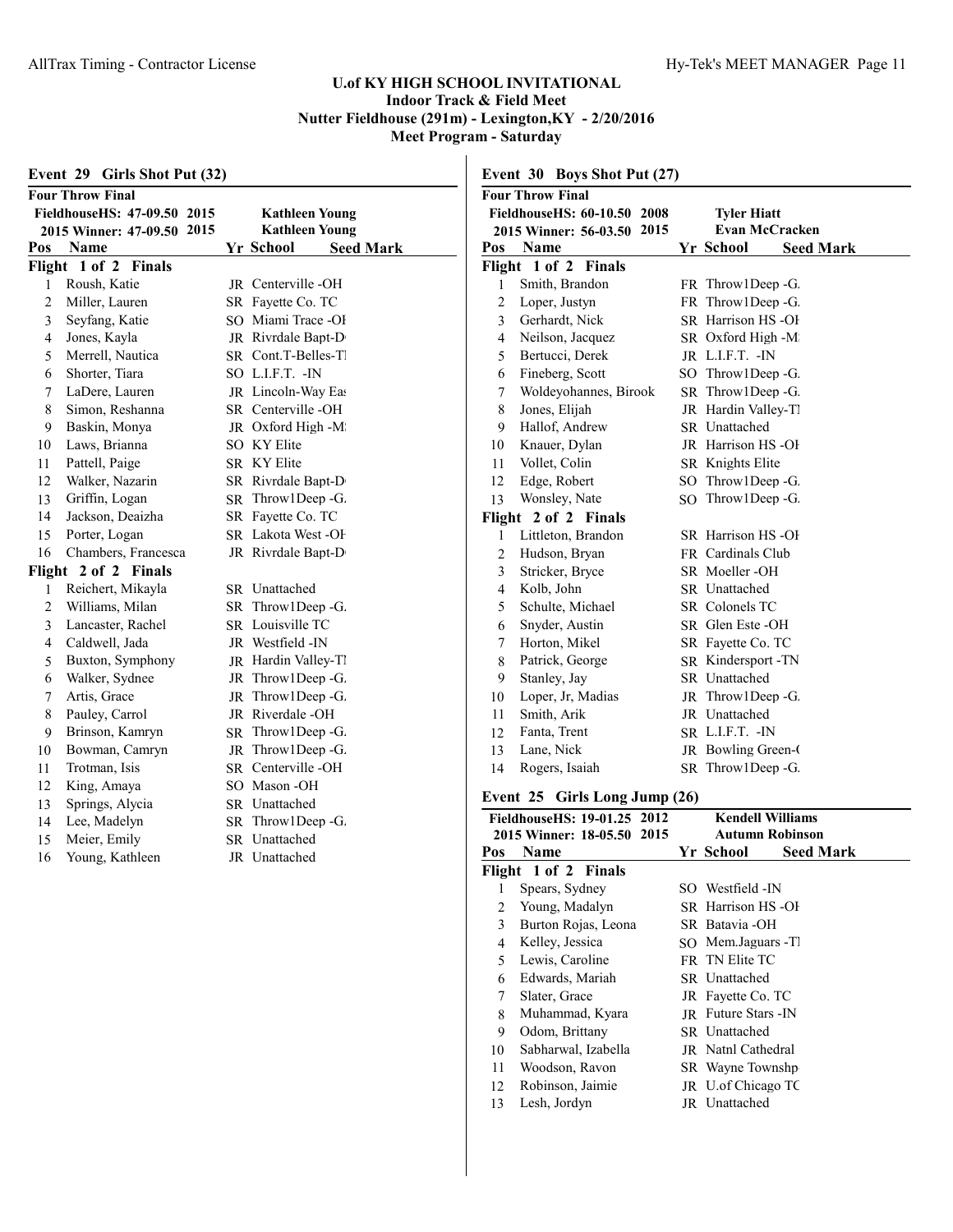# U.of KY HIGH SCHOOL INVITATIONAL
## Indoor Track & Field Meet
## Nutter Fieldhouse (291m) - Lexington,KY - 2/20/2016
## Meet Program - Saturday

### Event 29 Girls Shot Put (32)

**Four Throw Final**

**FieldhouseHS: 47-09.50 2015 Kathleen Young**
**2015 Winner: 47-09.50 2015 Kathleen Young**

| Pos | Name | Yr | School | Seed Mark |
|---|---|---|---|---|
| **Flight 1 of 2 Finals** | | | | |
| 1 | Roush, Katie | JR | Centerville -OH | |
| 2 | Miller, Lauren | SR | Fayette Co. TC | |
| 3 | Seyfang, Katie | SO | Miami Trace -OI | |
| 4 | Jones, Kayla | JR | Rivrdale Bapt-D | |
| 5 | Merrell, Nautica | SR | Cont.T-Belles-TI | |
| 6 | Shorter, Tiara | SO | L.I.F.T. -IN | |
| 7 | LaDere, Lauren | JR | Lincoln-Way Eas | |
| 8 | Simon, Reshanna | SR | Centerville -OH | |
| 9 | Baskin, Monya | JR | Oxford High -M | |
| 10 | Laws, Brianna | SO | KY Elite | |
| 11 | Pattell, Paige | SR | KY Elite | |
| 12 | Walker, Nazarin | SR | Rivrdale Bapt-D | |
| 13 | Griffin, Logan | SR | Throw1Deep -G. | |
| 14 | Jackson, Deaizha | SR | Fayette Co. TC | |
| 15 | Porter, Logan | SR | Lakota West -OI | |
| 16 | Chambers, Francesca | JR | Rivrdale Bapt-D | |
| **Flight 2 of 2 Finals** | | | | |
| 1 | Reichert, Mikayla | SR | Unattached | |
| 2 | Williams, Milan | SR | Throw1Deep -G. | |
| 3 | Lancaster, Rachel | SR | Louisville TC | |
| 4 | Caldwell, Jada | JR | Westfield -IN | |
| 5 | Buxton, Symphony | JR | Hardin Valley-TI | |
| 6 | Walker, Sydnee | JR | Throw1Deep -G. | |
| 7 | Artis, Grace | JR | Throw1Deep -G. | |
| 8 | Pauley, Carrol | JR | Riverdale -OH | |
| 9 | Brinson, Kamryn | SR | Throw1Deep -G. | |
| 10 | Bowman, Camryn | JR | Throw1Deep -G. | |
| 11 | Trotman, Isis | SR | Centerville -OH | |
| 12 | King, Amaya | SO | Mason -OH | |
| 13 | Springs, Alycia | SR | Unattached | |
| 14 | Lee, Madelyn | SR | Throw1Deep -G. | |
| 15 | Meier, Emily | SR | Unattached | |
| 16 | Young, Kathleen | JR | Unattached | |

### Event 30 Boys Shot Put (27)

**Four Throw Final**

**FieldhouseHS: 60-10.50 2008 Tyler Hiatt**
**2015 Winner: 56-03.50 2015 Evan McCracken**

| Pos | Name | Yr | School | Seed Mark |
|---|---|---|---|---|
| **Flight 1 of 2 Finals** | | | | |
| 1 | Smith, Brandon | FR | Throw1Deep -G. | |
| 2 | Loper, Justyn | FR | Throw1Deep -G. | |
| 3 | Gerhardt, Nick | SR | Harrison HS -OI | |
| 4 | Neilson, Jacquez | SR | Oxford High -M | |
| 5 | Bertucci, Derek | JR | L.I.F.T. -IN | |
| 6 | Fineberg, Scott | SO | Throw1Deep -G. | |
| 7 | Woldeyohannes, Birook | SR | Throw1Deep -G. | |
| 8 | Jones, Elijah | JR | Hardin Valley-TI | |
| 9 | Hallof, Andrew | SR | Unattached | |
| 10 | Knauer, Dylan | JR | Harrison HS -OI | |
| 11 | Vollet, Colin | SR | Knights Elite | |
| 12 | Edge, Robert | SO | Throw1Deep -G. | |
| 13 | Wonsley, Nate | SO | Throw1Deep -G. | |
| **Flight 2 of 2 Finals** | | | | |
| 1 | Littleton, Brandon | SR | Harrison HS -OI | |
| 2 | Hudson, Bryan | FR | Cardinals Club | |
| 3 | Stricker, Bryce | SR | Moeller -OH | |
| 4 | Kolb, John | SR | Unattached | |
| 5 | Schulte, Michael | SR | Colonels TC | |
| 6 | Snyder, Austin | SR | Glen Este -OH | |
| 7 | Horton, Mikel | SR | Fayette Co. TC | |
| 8 | Patrick, George | SR | Kindersport -TN | |
| 9 | Stanley, Jay | SR | Unattached | |
| 10 | Loper, Jr, Madias | JR | Throw1Deep -G. | |
| 11 | Smith, Arik | JR | Unattached | |
| 12 | Fanta, Trent | SR | L.I.F.T. -IN | |
| 13 | Lane, Nick | JR | Bowling Green-( | |
| 14 | Rogers, Isaiah | SR | Throw1Deep -G. | |

### Event 25 Girls Long Jump (26)

**FieldhouseHS: 19-01.25 2012 Kendell Williams**
**2015 Winner: 18-05.50 2015 Autumn Robinson**

| Pos | Name | Yr | School | Seed Mark |
|---|---|---|---|---|
| **Flight 1 of 2 Finals** | | | | |
| 1 | Spears, Sydney | SO | Westfield -IN | |
| 2 | Young, Madalyn | SR | Harrison HS -OI | |
| 3 | Burton Rojas, Leona | SR | Batavia -OH | |
| 4 | Kelley, Jessica | SO | Mem.Jaguars -TI | |
| 5 | Lewis, Caroline | FR | TN Elite TC | |
| 6 | Edwards, Mariah | SR | Unattached | |
| 7 | Slater, Grace | JR | Fayette Co. TC | |
| 8 | Muhammad, Kyara | JR | Future Stars -IN | |
| 9 | Odom, Brittany | SR | Unattached | |
| 10 | Sabharwal, Izabella | JR | Natnl Cathedral | |
| 11 | Woodson, Ravon | SR | Wayne Townshp | |
| 12 | Robinson, Jaimie | JR | U.of Chicago TC | |
| 13 | Lesh, Jordyn | JR | Unattached | |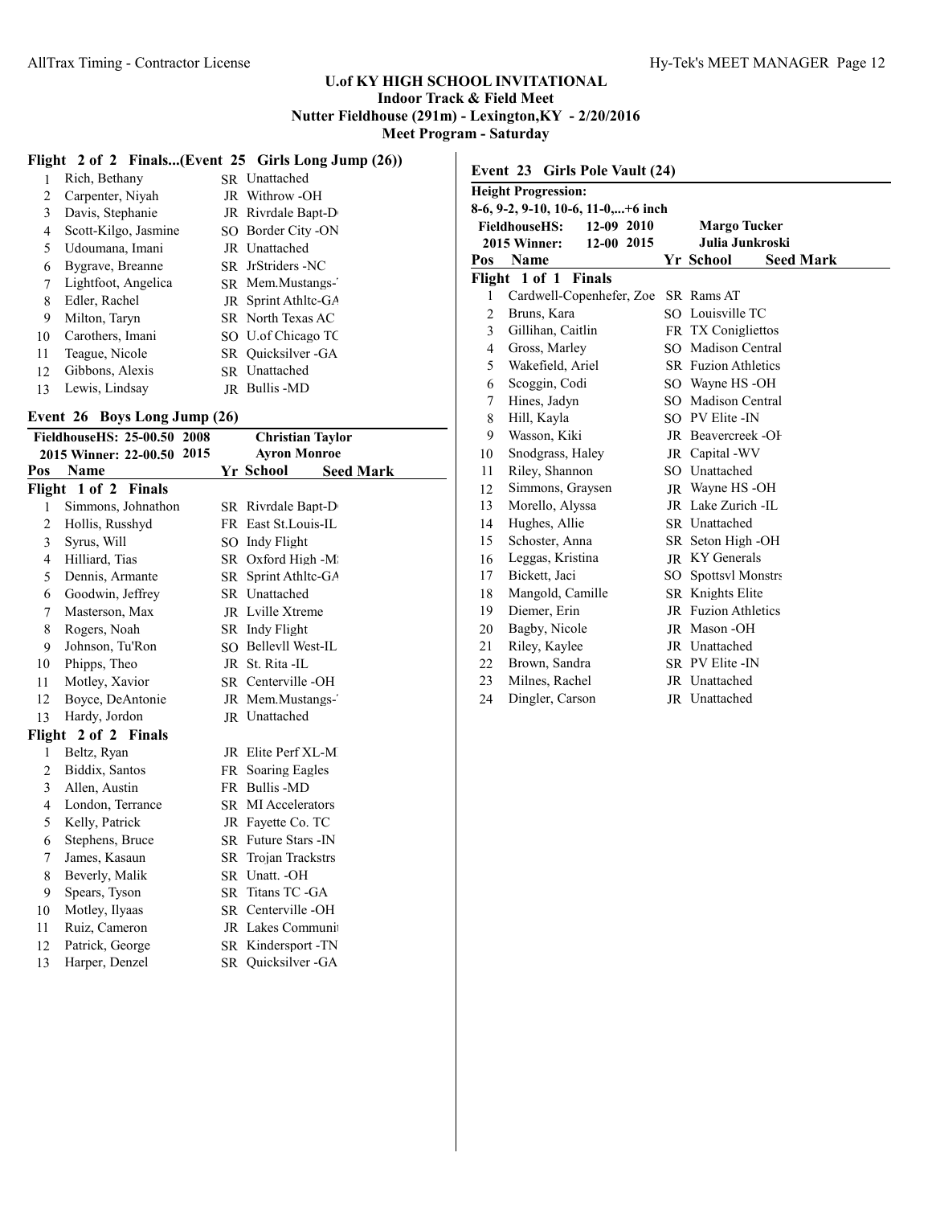**U.of KY HIGH SCHOOL INVITATIONAL**
**Indoor Track & Field Meet**
**Nutter Fieldhouse (291m) - Lexington,KY - 2/20/2016**
**Meet Program - Saturday**

### Flight 2 of 2 Finals...(Event 25 Girls Long Jump (26))

| Pos | Name | Yr | School | Seed Mark |
|---|---|---|---|---|
| 1 | Rich, Bethany | SR | Unattached | |
| 2 | Carpenter, Niyah | JR | Withrow -OH | |
| 3 | Davis, Stephanie | JR | Rivrdale Bapt-D | |
| 4 | Scott-Kilgo, Jasmine | SO | Border City -ON | |
| 5 | Udoumana, Imani | JR | Unattached | |
| 6 | Bygrave, Breanne | SR | JrStriders -NC | |
| 7 | Lightfoot, Angelica | SR | Mem.Mustangs- | |
| 8 | Edler, Rachel | JR | Sprint Athltc-GA | |
| 9 | Milton, Taryn | SR | North Texas AC | |
| 10 | Carothers, Imani | SO | U.of Chicago TC | |
| 11 | Teague, Nicole | SR | Quicksilver -GA | |
| 12 | Gibbons, Alexis | SR | Unattached | |
| 13 | Lewis, Lindsay | JR | Bullis -MD | |

## Event 26 Boys Long Jump (26)

FieldhouseHS: 25-00.50 2008 Christian Taylor
2015 Winner: 22-00.50 2015 Ayron Monroe

| Pos | Name | Yr | School | Seed Mark |
|---|---|---|---|---|
| **Flight 1 of 2 Finals** | | | | |
| 1 | Simmons, Johnathon | SR | Rivrdale Bapt-D | |
| 2 | Hollis, Russhyd | FR | East St.Louis-IL | |
| 3 | Syrus, Will | SO | Indy Flight | |
| 4 | Hilliard, Tias | SR | Oxford High -M | |
| 5 | Dennis, Armante | SR | Sprint Athltc-GA | |
| 6 | Goodwin, Jeffrey | SR | Unattached | |
| 7 | Masterson, Max | JR | Lville Xtreme | |
| 8 | Rogers, Noah | SR | Indy Flight | |
| 9 | Johnson, Tu'Ron | SO | Bellevll West-IL | |
| 10 | Phipps, Theo | JR | St. Rita -IL | |
| 11 | Motley, Xavior | SR | Centerville -OH | |
| 12 | Boyce, DeAntonie | JR | Mem.Mustangs- | |
| 13 | Hardy, Jordon | JR | Unattached | |
| **Flight 2 of 2 Finals** | | | | |
| 1 | Beltz, Ryan | JR | Elite Perf XL-M | |
| 2 | Biddix, Santos | FR | Soaring Eagles | |
| 3 | Allen, Austin | FR | Bullis -MD | |
| 4 | London, Terrance | SR | MI Accelerators | |
| 5 | Kelly, Patrick | JR | Fayette Co. TC | |
| 6 | Stephens, Bruce | SR | Future Stars -IN | |
| 7 | James, Kasaun | SR | Trojan Trackstrs | |
| 8 | Beverly, Malik | SR | Unatt. -OH | |
| 9 | Spears, Tyson | SR | Titans TC -GA | |
| 10 | Motley, Ilyaas | SR | Centerville -OH | |
| 11 | Ruiz, Cameron | JR | Lakes Communit | |
| 12 | Patrick, George | SR | Kindersport -TN | |
| 13 | Harper, Denzel | SR | Quicksilver -GA | |

## Event 23 Girls Pole Vault (24)

**Height Progression:**
8-6, 9-2, 9-10, 10-6, 11-0,...+6 inch

FieldhouseHS: 12-09 2010 Margo Tucker
2015 Winner: 12-00 2015 Julia Junkroski

| Pos | Name | Yr | School | Seed Mark |
|---|---|---|---|---|
| **Flight 1 of 1 Finals** | | | | |
| 1 | Cardwell-Copenhefer, Zoe | SR | Rams AT | |
| 2 | Bruns, Kara | SO | Louisville TC | |
| 3 | Gillihan, Caitlin | FR | TX Conigliettos | |
| 4 | Gross, Marley | SO | Madison Central | |
| 5 | Wakefield, Ariel | SR | Fuzion Athletics | |
| 6 | Scoggin, Codi | SO | Wayne HS -OH | |
| 7 | Hines, Jadyn | SO | Madison Central | |
| 8 | Hill, Kayla | SO | PV Elite -IN | |
| 9 | Wasson, Kiki | JR | Beavercreek -OH | |
| 10 | Snodgrass, Haley | JR | Capital -WV | |
| 11 | Riley, Shannon | SO | Unattached | |
| 12 | Simmons, Graysen | JR | Wayne HS -OH | |
| 13 | Morello, Alyssa | JR | Lake Zurich -IL | |
| 14 | Hughes, Allie | SR | Unattached | |
| 15 | Schoster, Anna | SR | Seton High -OH | |
| 16 | Leggas, Kristina | JR | KY Generals | |
| 17 | Bickett, Jaci | SO | Spottsvl Monstrs | |
| 18 | Mangold, Camille | SR | Knights Elite | |
| 19 | Diemer, Erin | JR | Fuzion Athletics | |
| 20 | Bagby, Nicole | JR | Mason -OH | |
| 21 | Riley, Kaylee | JR | Unattached | |
| 22 | Brown, Sandra | SR | PV Elite -IN | |
| 23 | Milnes, Rachel | JR | Unattached | |
| 24 | Dingler, Carson | JR | Unattached | |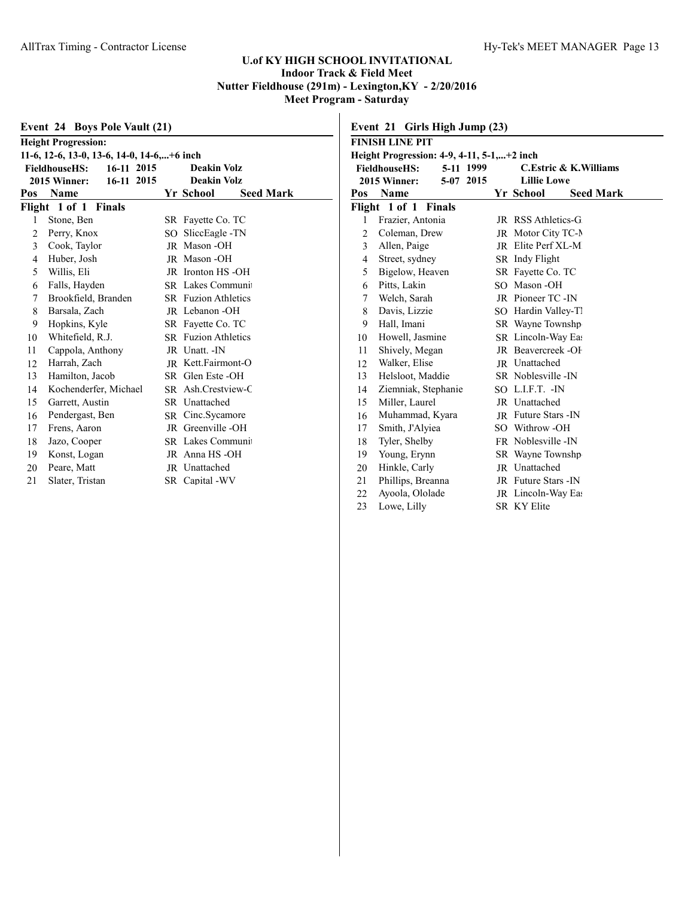# U.of KY HIGH SCHOOL INVITATIONAL
## Indoor Track & Field Meet
## Nutter Fieldhouse (291m) - Lexington,KY - 2/20/2016
## Meet Program - Saturday

### Event 24 Boys Pole Vault (21)

**Height Progression:**
**11-6, 12-6, 13-0, 13-6, 14-0, 14-6,...+6 inch**

| | | | |
|---|---|---|---|
| **FieldhouseHS:** | **16-11** | **2015** | **Deakin Volz** |
| **2015 Winner:** | **16-11** | **2015** | **Deakin Volz** |

| Pos | Name | Yr | School | Seed Mark |
|---|---|---|---|---|
| **Flight 1 of 1 Finals** | | | | |
| 1 | Stone, Ben | SR | Fayette Co. TC | |
| 2 | Perry, Knox | SO | SliccEagle -TN | |
| 3 | Cook, Taylor | JR | Mason -OH | |
| 4 | Huber, Josh | JR | Mason -OH | |
| 5 | Willis, Eli | JR | Ironton HS -OH | |
| 6 | Falls, Hayden | SR | Lakes Communit | |
| 7 | Brookfield, Branden | SR | Fuzion Athletics | |
| 8 | Barsala, Zach | JR | Lebanon -OH | |
| 9 | Hopkins, Kyle | SR | Fayette Co. TC | |
| 10 | Whitefield, R.J. | SR | Fuzion Athletics | |
| 11 | Cappola, Anthony | JR | Unatt. -IN | |
| 12 | Harrah, Zach | JR | Kett.Fairmont-O | |
| 13 | Hamilton, Jacob | SR | Glen Este -OH | |
| 14 | Kochenderfer, Michael | SR | Ash.Crestview-C | |
| 15 | Garrett, Austin | SR | Unattached | |
| 16 | Pendergast, Ben | SR | Cinc.Sycamore | |
| 17 | Frens, Aaron | JR | Greenville -OH | |
| 18 | Jazo, Cooper | SR | Lakes Communit | |
| 19 | Konst, Logan | JR | Anna HS -OH | |
| 20 | Peare, Matt | JR | Unattached | |
| 21 | Slater, Tristan | SR | Capital -WV | |

### Event 21 Girls High Jump (23)

**FINISH LINE PIT**
**Height Progression: 4-9, 4-11, 5-1,...+2 inch**

| | | | |
|---|---|---|---|
| **FieldhouseHS:** | **5-11** | **1999** | **C.Estric & K.Williams** |
| **2015 Winner:** | **5-07** | **2015** | **Lillie Lowe** |

| Pos | Name | Yr | School | Seed Mark |
|---|---|---|---|---|
| **Flight 1 of 1 Finals** | | | | |
| 1 | Frazier, Antonia | JR | RSS Athletics-G | |
| 2 | Coleman, Drew | JR | Motor City TC-M | |
| 3 | Allen, Paige | JR | Elite Perf XL-M | |
| 4 | Street, sydney | SR | Indy Flight | |
| 5 | Bigelow, Heaven | SR | Fayette Co. TC | |
| 6 | Pitts, Lakin | SO | Mason -OH | |
| 7 | Welch, Sarah | JR | Pioneer TC -IN | |
| 8 | Davis, Lizzie | SO | Hardin Valley-TI | |
| 9 | Hall, Imani | SR | Wayne Townshp | |
| 10 | Howell, Jasmine | SR | Lincoln-Way Eas | |
| 11 | Shively, Megan | JR | Beavercreek -OH | |
| 12 | Walker, Elise | JR | Unattached | |
| 13 | Helsloot, Maddie | SR | Noblesville -IN | |
| 14 | Ziemniak, Stephanie | SO | L.I.F.T. -IN | |
| 15 | Miller, Laurel | JR | Unattached | |
| 16 | Muhammad, Kyara | JR | Future Stars -IN | |
| 17 | Smith, J'Alyiea | SO | Withrow -OH | |
| 18 | Tyler, Shelby | FR | Noblesville -IN | |
| 19 | Young, Erynn | SR | Wayne Townshp | |
| 20 | Hinkle, Carly | JR | Unattached | |
| 21 | Phillips, Breanna | JR | Future Stars -IN | |
| 22 | Ayoola, Ololade | JR | Lincoln-Way Eas | |
| 23 | Lowe, Lilly | SR | KY Elite | |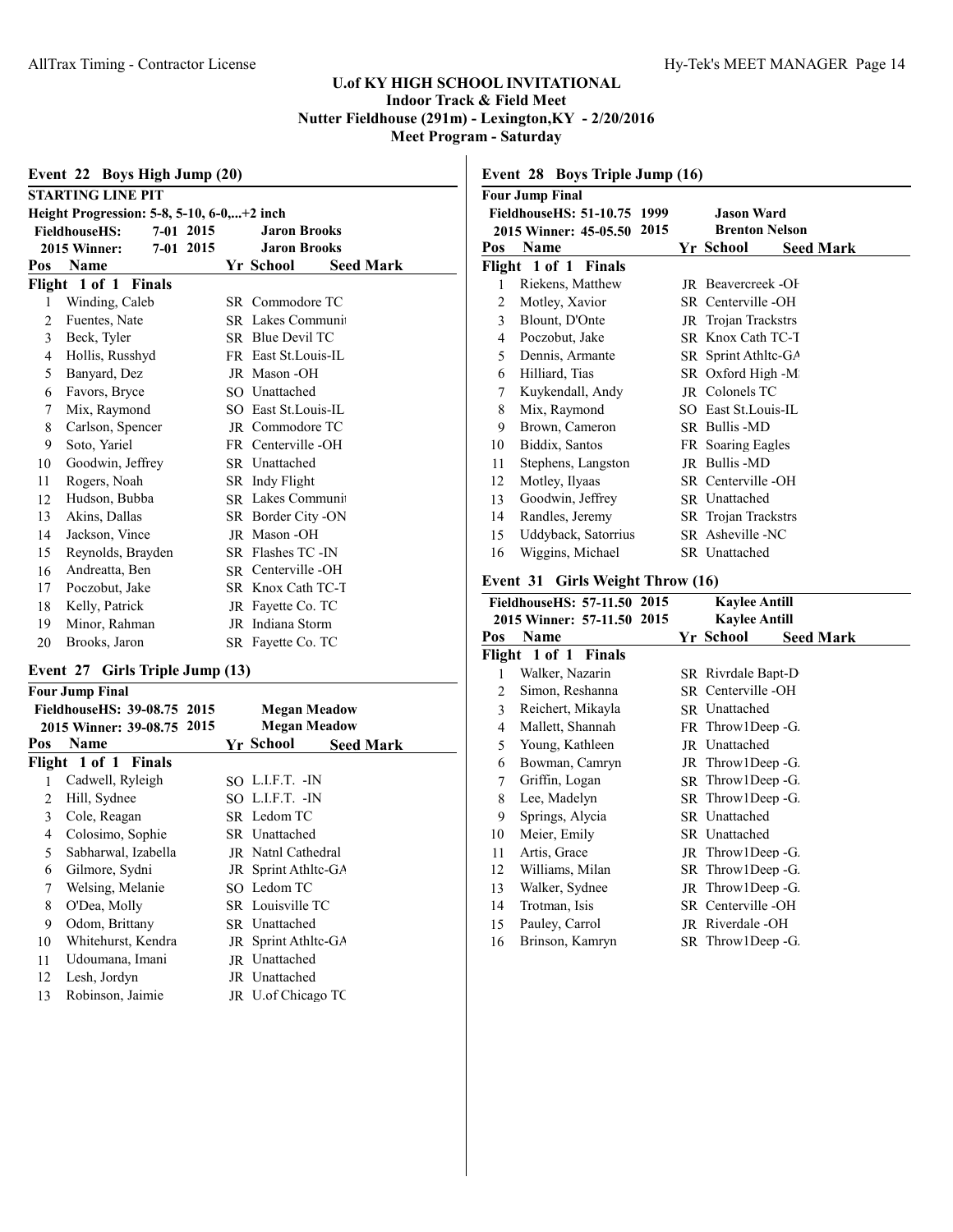**U.of KY HIGH SCHOOL INVITATIONAL**
**Indoor Track & Field Meet**
**Nutter Fieldhouse (291m) - Lexington,KY - 2/20/2016**
**Meet Program - Saturday**

## Event 22 Boys High Jump (20)

**STARTING LINE PIT**
**Height Progression: 5-8, 5-10, 6-0,...+2 inch**

| | | | |
|---|---|---|---|
| FieldhouseHS: | 7-01 | 2015 | Jaron Brooks |
| 2015 Winner: | 7-01 | 2015 | Jaron Brooks |

**Flight 1 of 1 Finals**

| Pos | Name | Yr | School | Seed Mark |
|---|---|---|---|---|
| 1 | Winding, Caleb | SR | Commodore TC | |
| 2 | Fuentes, Nate | SR | Lakes Communi | |
| 3 | Beck, Tyler | SR | Blue Devil TC | |
| 4 | Hollis, Russhyd | FR | East St.Louis-IL | |
| 5 | Banyard, Dez | JR | Mason -OH | |
| 6 | Favors, Bryce | SO | Unattached | |
| 7 | Mix, Raymond | SO | East St.Louis-IL | |
| 8 | Carlson, Spencer | JR | Commodore TC | |
| 9 | Soto, Yariel | FR | Centerville -OH | |
| 10 | Goodwin, Jeffrey | SR | Unattached | |
| 11 | Rogers, Noah | SR | Indy Flight | |
| 12 | Hudson, Bubba | SR | Lakes Communi | |
| 13 | Akins, Dallas | SR | Border City -ON | |
| 14 | Jackson, Vince | JR | Mason -OH | |
| 15 | Reynolds, Brayden | SR | Flashes TC -IN | |
| 16 | Andreatta, Ben | SR | Centerville -OH | |
| 17 | Poczobut, Jake | SR | Knox Cath TC-T | |
| 18 | Kelly, Patrick | JR | Fayette Co. TC | |
| 19 | Minor, Rahman | JR | Indiana Storm | |
| 20 | Brooks, Jaron | SR | Fayette Co. TC | |

## Event 27 Girls Triple Jump (13)

**Four Jump Final**

| | | | |
|---|---|---|---|
| FieldhouseHS: | 39-08.75 | 2015 | Megan Meadow |
| 2015 Winner: | 39-08.75 | 2015 | Megan Meadow |

**Flight 1 of 1 Finals**

| Pos | Name | Yr | School | Seed Mark |
|---|---|---|---|---|
| 1 | Cadwell, Ryleigh | SO | L.I.F.T. -IN | |
| 2 | Hill, Sydnee | SO | L.I.F.T. -IN | |
| 3 | Cole, Reagan | SR | Ledom TC | |
| 4 | Colosimo, Sophie | SR | Unattached | |
| 5 | Sabharwal, Izabella | JR | Natnl Cathedral | |
| 6 | Gilmore, Sydni | JR | Sprint Athltc-GA | |
| 7 | Welsing, Melanie | SO | Ledom TC | |
| 8 | O'Dea, Molly | SR | Louisville TC | |
| 9 | Odom, Brittany | SR | Unattached | |
| 10 | Whitehurst, Kendra | JR | Sprint Athltc-GA | |
| 11 | Udoumana, Imani | JR | Unattached | |
| 12 | Lesh, Jordyn | JR | Unattached | |
| 13 | Robinson, Jaimie | JR | U.of Chicago TC | |

## Event 28 Boys Triple Jump (16)

**Four Jump Final**

| | | | |
|---|---|---|---|
| FieldhouseHS: | 51-10.75 | 1999 | Jason Ward |
| 2015 Winner: | 45-05.50 | 2015 | Brenton Nelson |

**Flight 1 of 1 Finals**

| Pos | Name | Yr | School | Seed Mark |
|---|---|---|---|---|
| 1 | Riekens, Matthew | JR | Beavercreek -OH | |
| 2 | Motley, Xavior | SR | Centerville -OH | |
| 3 | Blount, D'Onte | JR | Trojan Trackstrs | |
| 4 | Poczobut, Jake | SR | Knox Cath TC-T | |
| 5 | Dennis, Armante | SR | Sprint Athltc-GA | |
| 6 | Hilliard, Tias | SR | Oxford High -M | |
| 7 | Kuykendall, Andy | JR | Colonels TC | |
| 8 | Mix, Raymond | SO | East St.Louis-IL | |
| 9 | Brown, Cameron | SR | Bullis -MD | |
| 10 | Biddix, Santos | FR | Soaring Eagles | |
| 11 | Stephens, Langston | JR | Bullis -MD | |
| 12 | Motley, Ilyaas | SR | Centerville -OH | |
| 13 | Goodwin, Jeffrey | SR | Unattached | |
| 14 | Randles, Jeremy | SR | Trojan Trackstrs | |
| 15 | Uddyback, Satorrius | SR | Asheville -NC | |
| 16 | Wiggins, Michael | SR | Unattached | |

## Event 31 Girls Weight Throw (16)

| | | | |
|---|---|---|---|
| FieldhouseHS: | 57-11.50 | 2015 | Kaylee Antill |
| 2015 Winner: | 57-11.50 | 2015 | Kaylee Antill |

**Flight 1 of 1 Finals**

| Pos | Name | Yr | School | Seed Mark |
|---|---|---|---|---|
| 1 | Walker, Nazarin | SR | Rivrdale Bapt-D | |
| 2 | Simon, Reshanna | SR | Centerville -OH | |
| 3 | Reichert, Mikayla | SR | Unattached | |
| 4 | Mallett, Shannah | FR | Throw1Deep -G. | |
| 5 | Young, Kathleen | JR | Unattached | |
| 6 | Bowman, Camryn | JR | Throw1Deep -G. | |
| 7 | Griffin, Logan | SR | Throw1Deep -G. | |
| 8 | Lee, Madelyn | SR | Throw1Deep -G. | |
| 9 | Springs, Alycia | SR | Unattached | |
| 10 | Meier, Emily | SR | Unattached | |
| 11 | Artis, Grace | JR | Throw1Deep -G. | |
| 12 | Williams, Milan | SR | Throw1Deep -G. | |
| 13 | Walker, Sydnee | JR | Throw1Deep -G. | |
| 14 | Trotman, Isis | SR | Centerville -OH | |
| 15 | Pauley, Carrol | JR | Riverdale -OH | |
| 16 | Brinson, Kamryn | SR | Throw1Deep -G. | |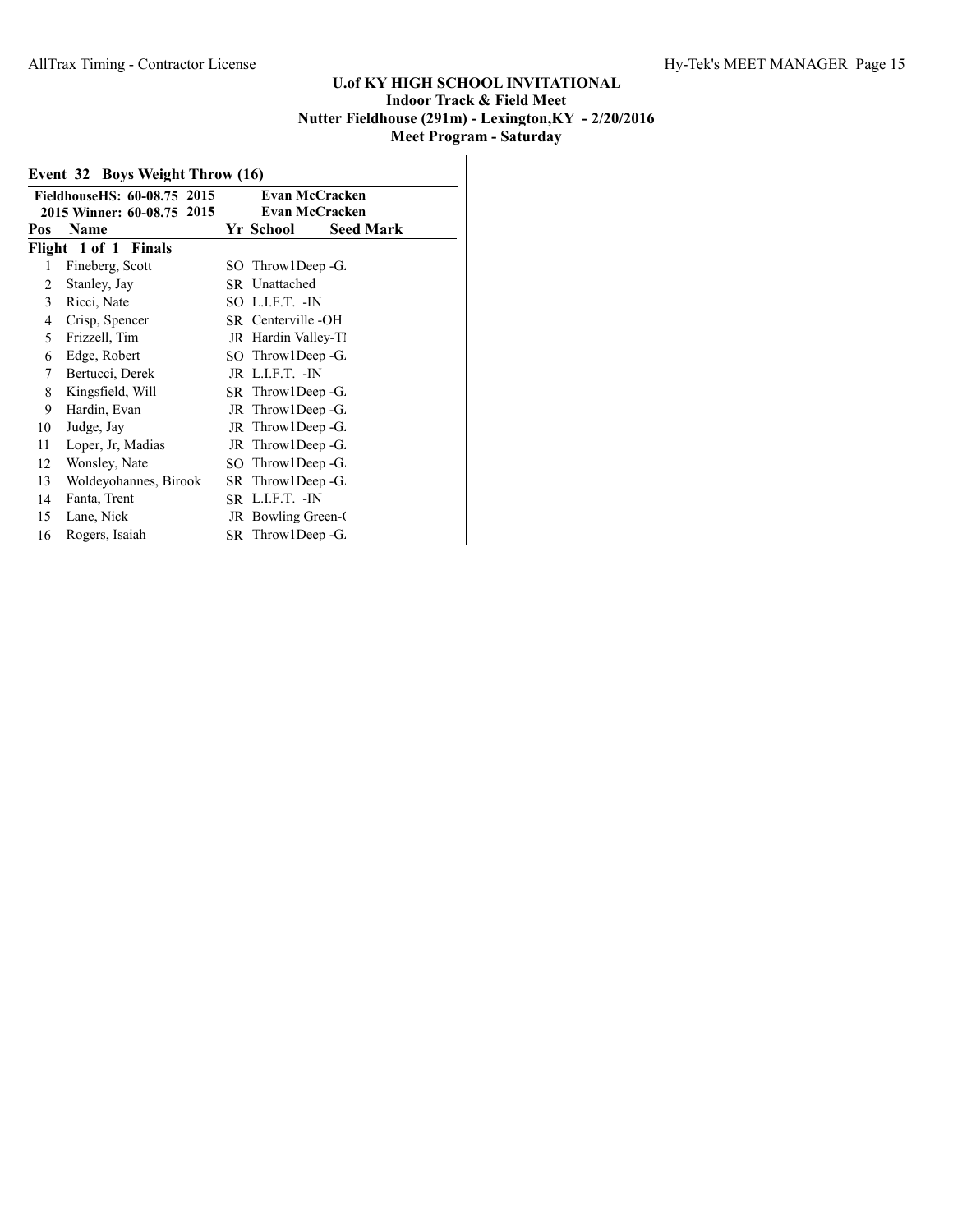**U.of KY HIGH SCHOOL INVITATIONAL**
**Indoor Track & Field Meet**
**Nutter Fieldhouse (291m) - Lexington,KY - 2/20/2016**
**Meet Program - Saturday**

### Event 32 Boys Weight Throw (16)

| | | | |
|---|---|---|---|
| **FieldhouseHS: 60-08.75 2015** | **Evan McCracken** | | |
| **2015 Winner: 60-08.75 2015** | **Evan McCracken** | | |

| Pos | Name | Yr | School | Seed Mark |
|---|---|---|---|---|
| **Flight 1 of 1 Finals** | | | | |
| 1 | Fineberg, Scott | SO | Throw1Deep -G. | |
| 2 | Stanley, Jay | SR | Unattached | |
| 3 | Ricci, Nate | SO | L.I.F.T. -IN | |
| 4 | Crisp, Spencer | SR | Centerville -OH | |
| 5 | Frizzell, Tim | JR | Hardin Valley-TI | |
| 6 | Edge, Robert | SO | Throw1Deep -G. | |
| 7 | Bertucci, Derek | JR | L.I.F.T. -IN | |
| 8 | Kingsfield, Will | SR | Throw1Deep -G. | |
| 9 | Hardin, Evan | JR | Throw1Deep -G. | |
| 10 | Judge, Jay | JR | Throw1Deep -G. | |
| 11 | Loper, Jr, Madias | JR | Throw1Deep -G. | |
| 12 | Wonsley, Nate | SO | Throw1Deep -G. | |
| 13 | Woldeyohannes, Birook | SR | Throw1Deep -G. | |
| 14 | Fanta, Trent | SR | L.I.F.T. -IN | |
| 15 | Lane, Nick | JR | Bowling Green-( | |
| 16 | Rogers, Isaiah | SR | Throw1Deep -G. | |